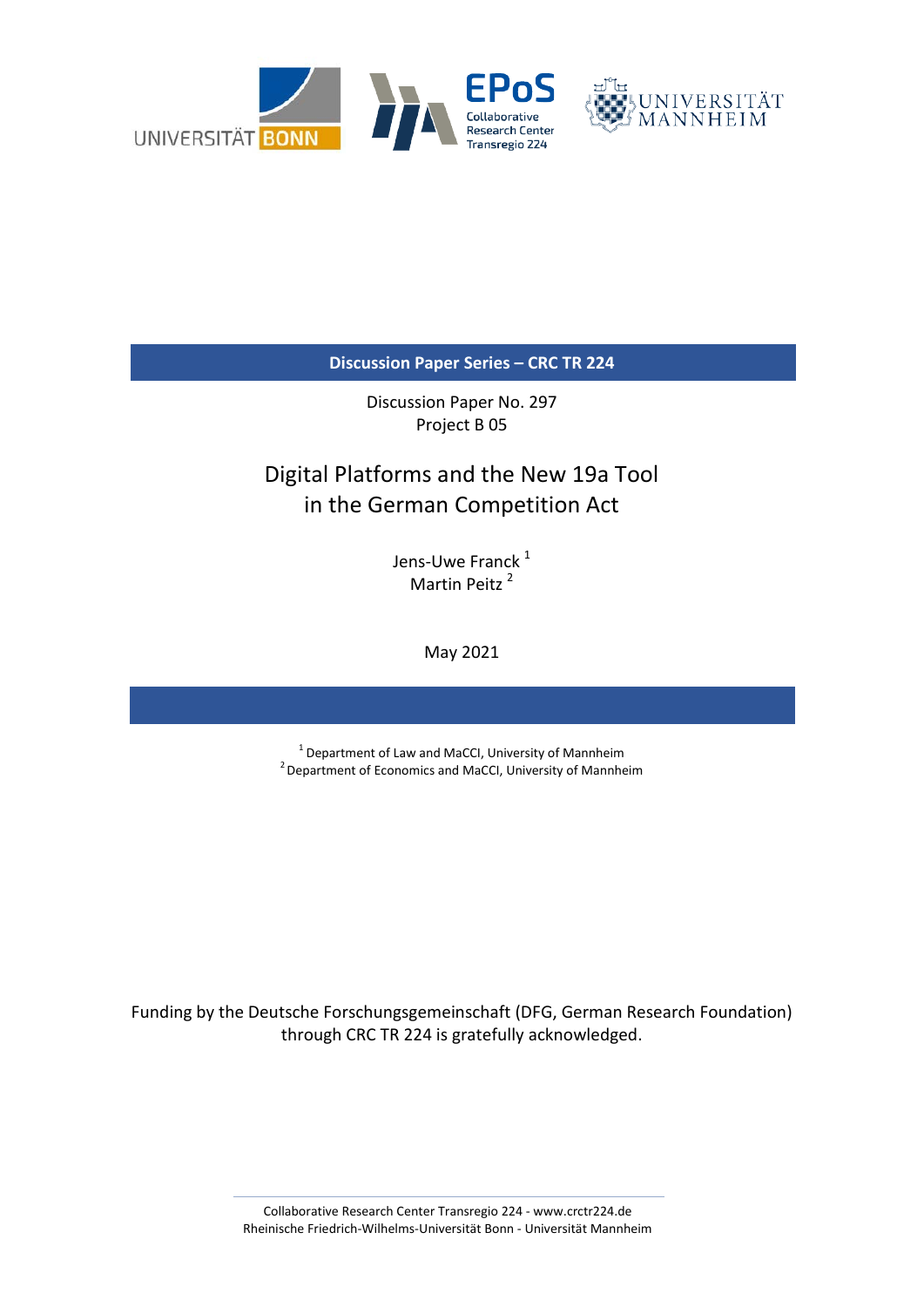UNIVERSITÄT BONN

EPoS Collaborative Research Center Transregio 224

UNIVERSITÄT MANNHEIM

**Discussion Paper Series – CRC TR 224**

Discussion Paper No. 297
Project B 05

# Digital Platforms and the New 19a Tool in the German Competition Act

Jens-Uwe Franck [1]
Martin Peitz [2]

May 2021

[1] Department of Law and MaCCI, University of Mannheim
[2] Department of Economics and MaCCI, University of Mannheim

Funding by the Deutsche Forschungsgemeinschaft (DFG, German Research Foundation) through CRC TR 224 is gratefully acknowledged.

Collaborative Research Center Transregio 224 - www.crctr224.de
Rheinische Friedrich-Wilhelms-Universität Bonn - Universität Mannheim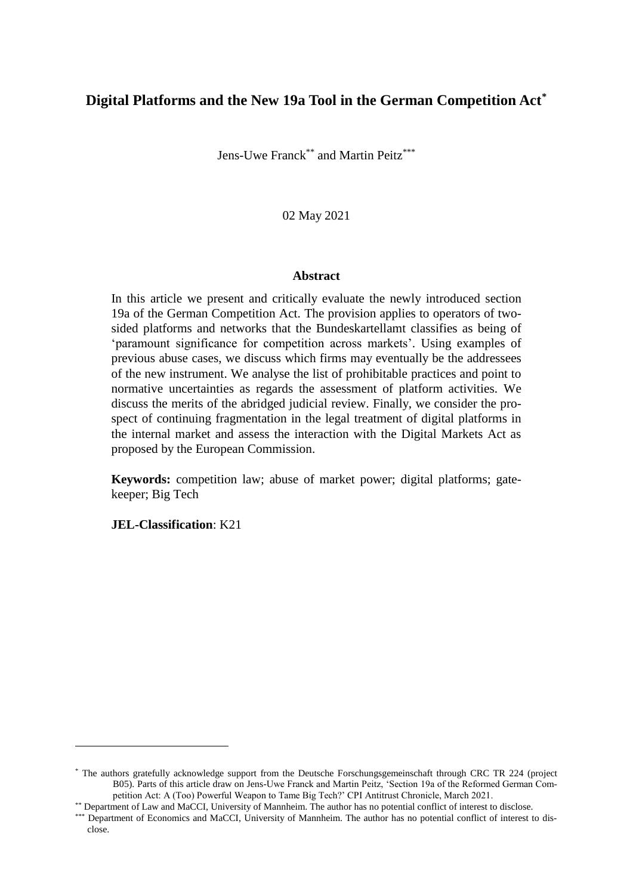# Digital Platforms and the New 19a Tool in the German Competition Act[*]

Jens-Uwe Franck[**] and Martin Peitz[***]

02 May 2021

## Abstract

In this article we present and critically evaluate the newly introduced section 19a of the German Competition Act. The provision applies to operators of two-sided platforms and networks that the Bundeskartellamt classifies as being of 'paramount significance for competition across markets'. Using examples of previous abuse cases, we discuss which firms may eventually be the addressees of the new instrument. We analyse the list of prohibitable practices and point to normative uncertainties as regards the assessment of platform activities. We discuss the merits of the abridged judicial review. Finally, we consider the prospect of continuing fragmentation in the legal treatment of digital platforms in the internal market and assess the interaction with the Digital Markets Act as proposed by the European Commission.

**Keywords:** competition law; abuse of market power; digital platforms; gatekeeper; Big Tech

**JEL-Classification**: K21

---

[*] The authors gratefully acknowledge support from the Deutsche Forschungsgemeinschaft through CRC TR 224 (project B05). Parts of this article draw on Jens-Uwe Franck and Martin Peitz, 'Section 19a of the Reformed German Competition Act: A (Too) Powerful Weapon to Tame Big Tech?' CPI Antitrust Chronicle, March 2021.

[**] Department of Law and MaCCI, University of Mannheim. The author has no potential conflict of interest to disclose.

[***] Department of Economics and MaCCI, University of Mannheim. The author has no potential conflict of interest to disclose.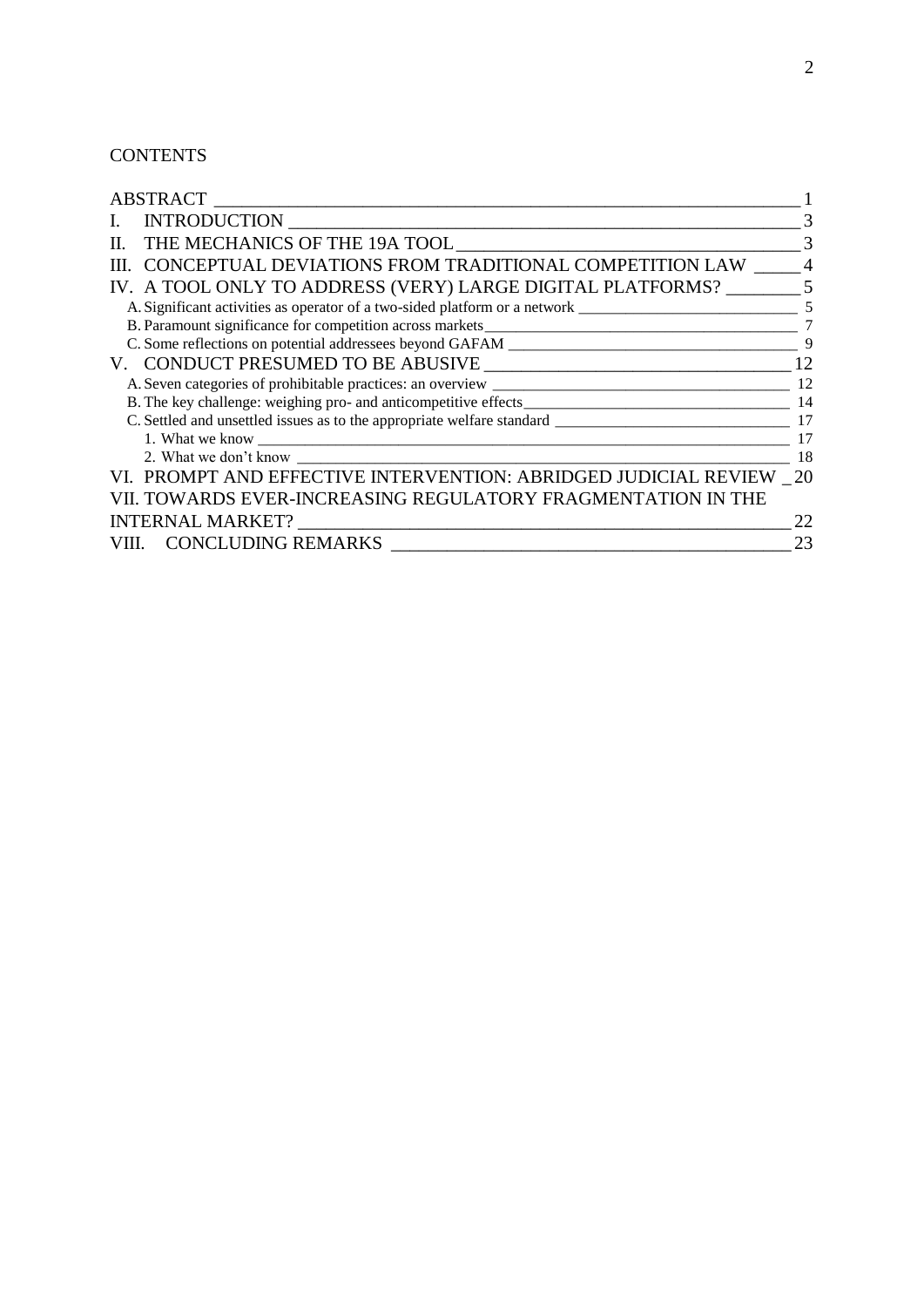CONTENTS

| | |
|---|---|
| ABSTRACT | 1 |
| I. INTRODUCTION | 3 |
| II. THE MECHANICS OF THE 19A TOOL | 3 |
| III. CONCEPTUAL DEVIATIONS FROM TRADITIONAL COMPETITION LAW | 4 |
| IV. A TOOL ONLY TO ADDRESS (VERY) LARGE DIGITAL PLATFORMS? | 5 |
| A. Significant activities as operator of a two-sided platform or a network | 5 |
| B. Paramount significance for competition across markets | 7 |
| C. Some reflections on potential addressees beyond GAFAM | 9 |
| V. CONDUCT PRESUMED TO BE ABUSIVE | 12 |
| A. Seven categories of prohibitable practices: an overview | 12 |
| B. The key challenge: weighing pro- and anticompetitive effects | 14 |
| C. Settled and unsettled issues as to the appropriate welfare standard | 17 |
| 1. What we know | 17 |
| 2. What we don't know | 18 |
| VI. PROMPT AND EFFECTIVE INTERVENTION: ABRIDGED JUDICIAL REVIEW | 20 |
| VII. TOWARDS EVER-INCREASING REGULATORY FRAGMENTATION IN THE INTERNAL MARKET? | 22 |
| VIII. CONCLUDING REMARKS | 23 |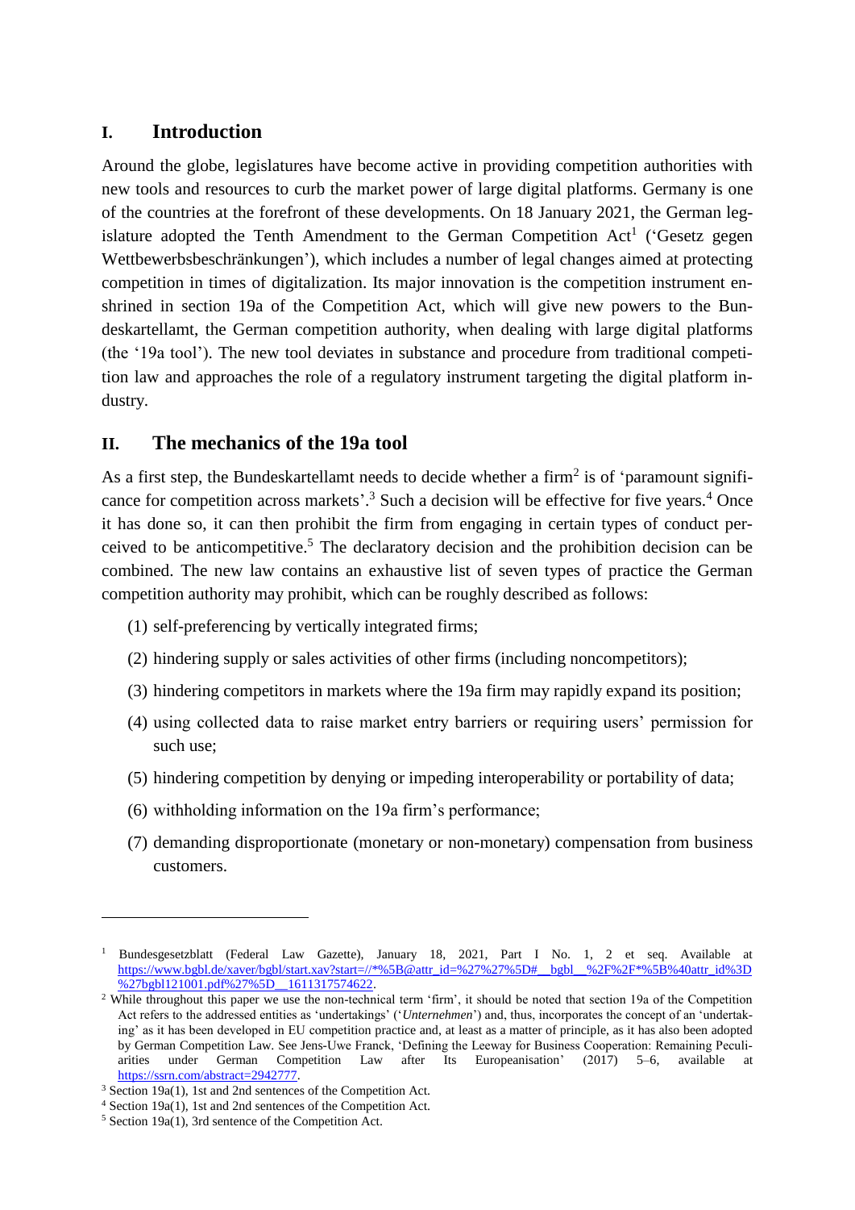## I. Introduction

Around the globe, legislatures have become active in providing competition authorities with new tools and resources to curb the market power of large digital platforms. Germany is one of the countries at the forefront of these developments. On 18 January 2021, the German legislature adopted the Tenth Amendment to the German Competition Act[1] ('Gesetz gegen Wettbewerbsbeschränkungen'), which includes a number of legal changes aimed at protecting competition in times of digitalization. Its major innovation is the competition instrument enshrined in section 19a of the Competition Act, which will give new powers to the Bundeskartellamt, the German competition authority, when dealing with large digital platforms (the '19a tool'). The new tool deviates in substance and procedure from traditional competition law and approaches the role of a regulatory instrument targeting the digital platform industry.

## II. The mechanics of the 19a tool

As a first step, the Bundeskartellamt needs to decide whether a firm[2] is of 'paramount significance for competition across markets'.[3] Such a decision will be effective for five years.[4] Once it has done so, it can then prohibit the firm from engaging in certain types of conduct perceived to be anticompetitive.[5] The declaratory decision and the prohibition decision can be combined. The new law contains an exhaustive list of seven types of practice the German competition authority may prohibit, which can be roughly described as follows:

(1) self-preferencing by vertically integrated firms;

(2) hindering supply or sales activities of other firms (including noncompetitors);

(3) hindering competitors in markets where the 19a firm may rapidly expand its position;

(4) using collected data to raise market entry barriers or requiring users' permission for such use;

(5) hindering competition by denying or impeding interoperability or portability of data;

(6) withholding information on the 19a firm's performance;

(7) demanding disproportionate (monetary or non-monetary) compensation from business customers.

---

[1] Bundesgesetzblatt (Federal Law Gazette), January 18, 2021, Part I No. 1, 2 et seq. Available at https://www.bgbl.de/xaver/bgbl/start.xav?start=//*%5B@attr_id=%27%27%5D#__bgbl__%2F%2F*%5B%40attr_id%3D%27bgbl121001.pdf%27%5D__1611317574622.

[2] While throughout this paper we use the non-technical term 'firm', it should be noted that section 19a of the Competition Act refers to the addressed entities as 'undertakings' ('*Unternehmen*') and, thus, incorporates the concept of an 'undertaking' as it has been developed in EU competition practice and, at least as a matter of principle, as it has also been adopted by German Competition Law. See Jens-Uwe Franck, 'Defining the Leeway for Business Cooperation: Remaining Peculiarities under German Competition Law after Its Europeanisation' (2017) 5–6, available at https://ssrn.com/abstract=2942777.

[3] Section 19a(1), 1st and 2nd sentences of the Competition Act.

[4] Section 19a(1), 1st and 2nd sentences of the Competition Act.

[5] Section 19a(1), 3rd sentence of the Competition Act.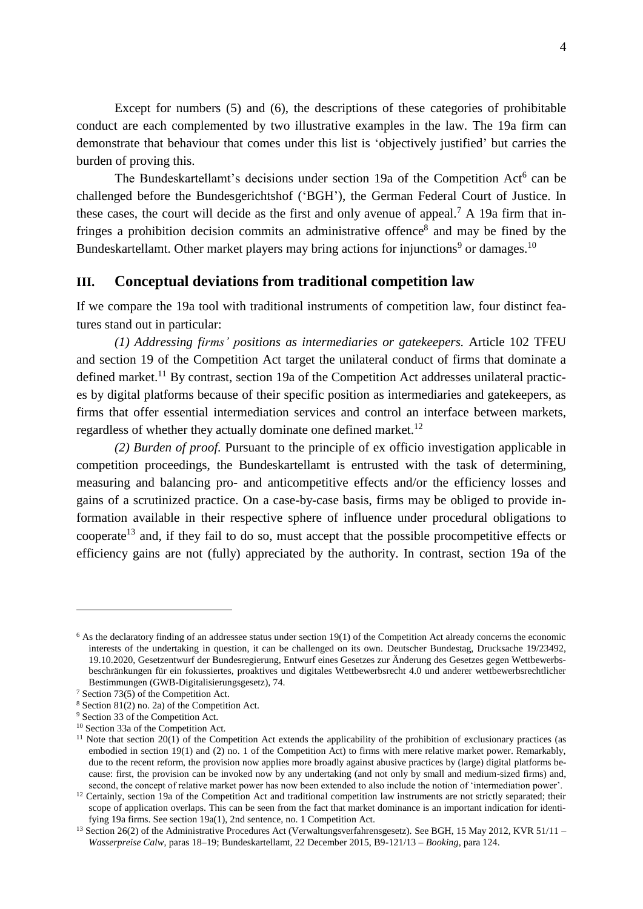Except for numbers (5) and (6), the descriptions of these categories of prohibitable conduct are each complemented by two illustrative examples in the law. The 19a firm can demonstrate that behaviour that comes under this list is 'objectively justified' but carries the burden of proving this.

The Bundeskartellamt's decisions under section 19a of the Competition Act[6] can be challenged before the Bundesgerichtshof ('BGH'), the German Federal Court of Justice. In these cases, the court will decide as the first and only avenue of appeal.[7] A 19a firm that infringes a prohibition decision commits an administrative offence[8] and may be fined by the Bundeskartellamt. Other market players may bring actions for injunctions[9] or damages.[10]

## III. Conceptual deviations from traditional competition law

If we compare the 19a tool with traditional instruments of competition law, four distinct features stand out in particular:

*(1) Addressing firms' positions as intermediaries or gatekeepers.* Article 102 TFEU and section 19 of the Competition Act target the unilateral conduct of firms that dominate a defined market.[11] By contrast, section 19a of the Competition Act addresses unilateral practices by digital platforms because of their specific position as intermediaries and gatekeepers, as firms that offer essential intermediation services and control an interface between markets, regardless of whether they actually dominate one defined market.[12]

*(2) Burden of proof.* Pursuant to the principle of ex officio investigation applicable in competition proceedings, the Bundeskartellamt is entrusted with the task of determining, measuring and balancing pro- and anticompetitive effects and/or the efficiency losses and gains of a scrutinized practice. On a case-by-case basis, firms may be obliged to provide information available in their respective sphere of influence under procedural obligations to cooperate[13] and, if they fail to do so, must accept that the possible procompetitive effects or efficiency gains are not (fully) appreciated by the authority. In contrast, section 19a of the

---

[6] As the declaratory finding of an addressee status under section 19(1) of the Competition Act already concerns the economic interests of the undertaking in question, it can be challenged on its own. Deutscher Bundestag, Drucksache 19/23492, 19.10.2020, Gesetzentwurf der Bundesregierung, Entwurf eines Gesetzes zur Änderung des Gesetzes gegen Wettbewerbsbeschränkungen für ein fokussiertes, proaktives und digitales Wettbewerbsrecht 4.0 und anderer wettbewerbsrechtlicher Bestimmungen (GWB-Digitalisierungsgesetz), 74.

[7] Section 73(5) of the Competition Act.

[8] Section 81(2) no. 2a) of the Competition Act.

[9] Section 33 of the Competition Act.

[10] Section 33a of the Competition Act.

[11] Note that section 20(1) of the Competition Act extends the applicability of the prohibition of exclusionary practices (as embodied in section 19(1) and (2) no. 1 of the Competition Act) to firms with mere relative market power. Remarkably, due to the recent reform, the provision now applies more broadly against abusive practices by (large) digital platforms because: first, the provision can be invoked now by any undertaking (and not only by small and medium-sized firms) and, second, the concept of relative market power has now been extended to also include the notion of 'intermediation power'.

[12] Certainly, section 19a of the Competition Act and traditional competition law instruments are not strictly separated; their scope of application overlaps. This can be seen from the fact that market dominance is an important indication for identifying 19a firms. See section 19a(1), 2nd sentence, no. 1 Competition Act.

[13] Section 26(2) of the Administrative Procedures Act (Verwaltungsverfahrensgesetz). See BGH, 15 May 2012, KVR 51/11 – *Wasserpreise Calw*, paras 18–19; Bundeskartellamt, 22 December 2015, B9-121/13 – *Booking*, para 124.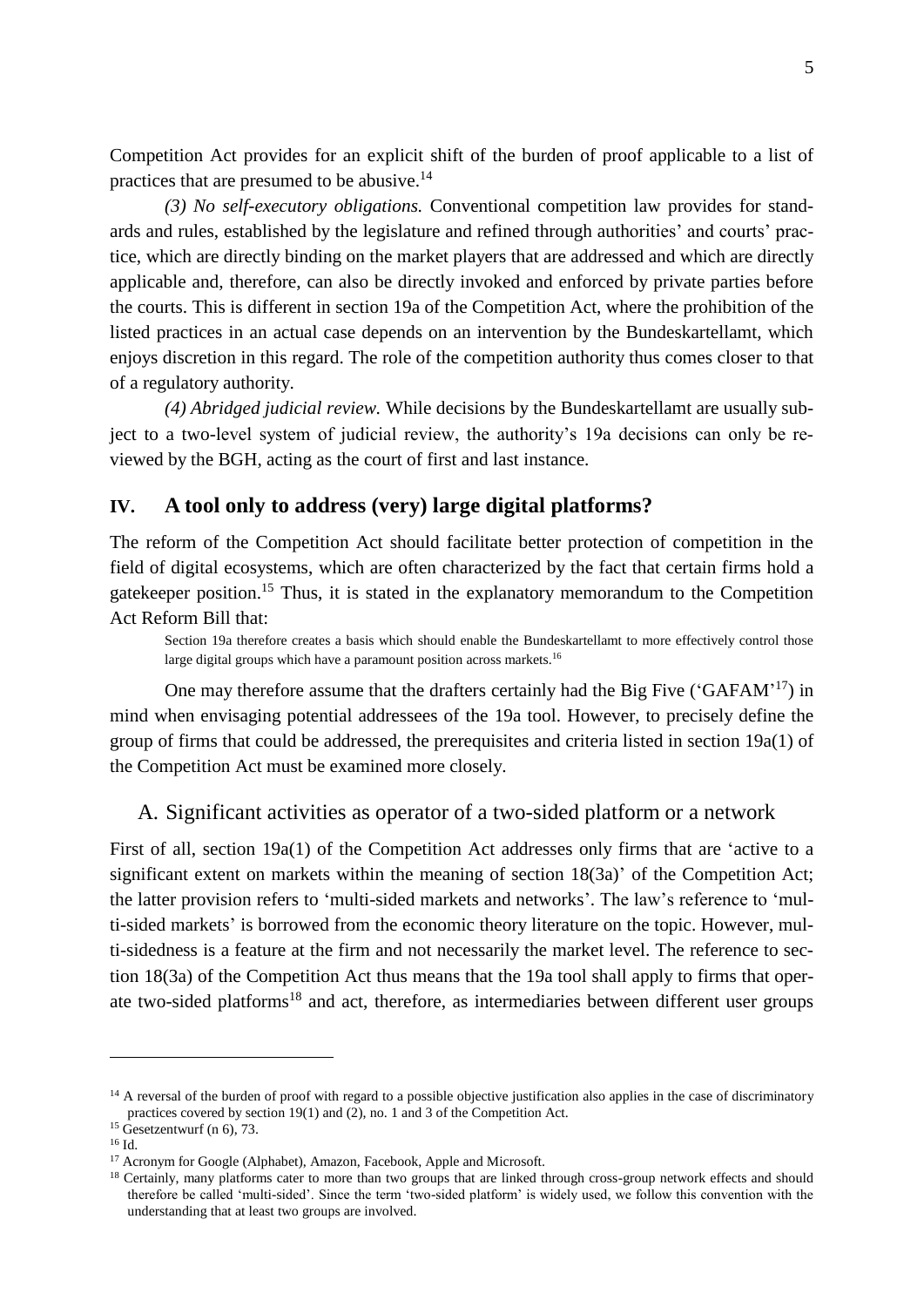Competition Act provides for an explicit shift of the burden of proof applicable to a list of practices that are presumed to be abusive.[14]

*(3) No self-executory obligations.* Conventional competition law provides for standards and rules, established by the legislature and refined through authorities' and courts' practice, which are directly binding on the market players that are addressed and which are directly applicable and, therefore, can also be directly invoked and enforced by private parties before the courts. This is different in section 19a of the Competition Act, where the prohibition of the listed practices in an actual case depends on an intervention by the Bundeskartellamt, which enjoys discretion in this regard. The role of the competition authority thus comes closer to that of a regulatory authority.

*(4) Abridged judicial review.* While decisions by the Bundeskartellamt are usually subject to a two-level system of judicial review, the authority's 19a decisions can only be reviewed by the BGH, acting as the court of first and last instance.

## IV. A tool only to address (very) large digital platforms?

The reform of the Competition Act should facilitate better protection of competition in the field of digital ecosystems, which are often characterized by the fact that certain firms hold a gatekeeper position.[15] Thus, it is stated in the explanatory memorandum to the Competition Act Reform Bill that:

> Section 19a therefore creates a basis which should enable the Bundeskartellamt to more effectively control those large digital groups which have a paramount position across markets.[16]

One may therefore assume that the drafters certainly had the Big Five ('GAFAM'[17]) in mind when envisaging potential addressees of the 19a tool. However, to precisely define the group of firms that could be addressed, the prerequisites and criteria listed in section 19a(1) of the Competition Act must be examined more closely.

### A. Significant activities as operator of a two-sided platform or a network

First of all, section 19a(1) of the Competition Act addresses only firms that are 'active to a significant extent on markets within the meaning of section 18(3a)' of the Competition Act; the latter provision refers to 'multi-sided markets and networks'. The law's reference to 'multi-sided markets' is borrowed from the economic theory literature on the topic. However, multi-sidedness is a feature at the firm and not necessarily the market level. The reference to section 18(3a) of the Competition Act thus means that the 19a tool shall apply to firms that operate two-sided platforms[18] and act, therefore, as intermediaries between different user groups

---

[14] A reversal of the burden of proof with regard to a possible objective justification also applies in the case of discriminatory practices covered by section 19(1) and (2), no. 1 and 3 of the Competition Act.

[15] Gesetzentwurf (n 6), 73.

[16] Id.

[17] Acronym for Google (Alphabet), Amazon, Facebook, Apple and Microsoft.

[18] Certainly, many platforms cater to more than two groups that are linked through cross-group network effects and should therefore be called 'multi-sided'. Since the term 'two-sided platform' is widely used, we follow this convention with the understanding that at least two groups are involved.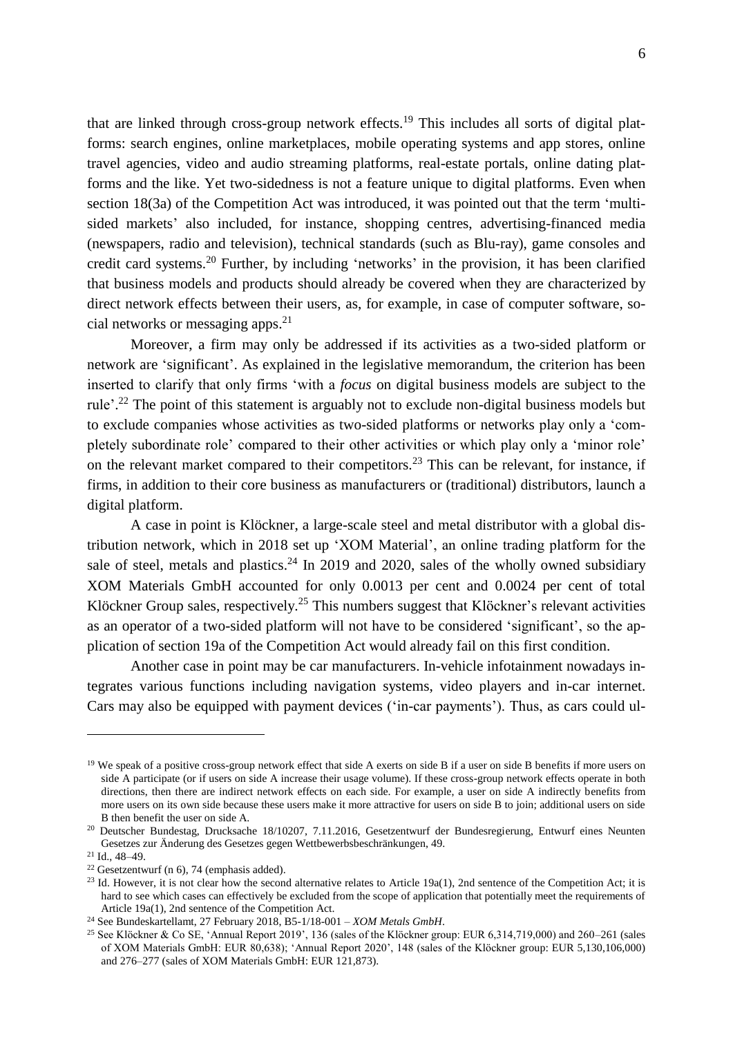that are linked through cross-group network effects.[19] This includes all sorts of digital platforms: search engines, online marketplaces, mobile operating systems and app stores, online travel agencies, video and audio streaming platforms, real-estate portals, online dating platforms and the like. Yet two-sidedness is not a feature unique to digital platforms. Even when section 18(3a) of the Competition Act was introduced, it was pointed out that the term 'multi-sided markets' also included, for instance, shopping centres, advertising-financed media (newspapers, radio and television), technical standards (such as Blu-ray), game consoles and credit card systems.[20] Further, by including 'networks' in the provision, it has been clarified that business models and products should already be covered when they are characterized by direct network effects between their users, as, for example, in case of computer software, social networks or messaging apps.[21]

Moreover, a firm may only be addressed if its activities as a two-sided platform or network are 'significant'. As explained in the legislative memorandum, the criterion has been inserted to clarify that only firms 'with a *focus* on digital business models are subject to the rule'.[22] The point of this statement is arguably not to exclude non-digital business models but to exclude companies whose activities as two-sided platforms or networks play only a 'completely subordinate role' compared to their other activities or which play only a 'minor role' on the relevant market compared to their competitors.[23] This can be relevant, for instance, if firms, in addition to their core business as manufacturers or (traditional) distributors, launch a digital platform.

A case in point is Klöckner, a large-scale steel and metal distributor with a global distribution network, which in 2018 set up 'XOM Material', an online trading platform for the sale of steel, metals and plastics.[24] In 2019 and 2020, sales of the wholly owned subsidiary XOM Materials GmbH accounted for only 0.0013 per cent and 0.0024 per cent of total Klöckner Group sales, respectively.[25] This numbers suggest that Klöckner's relevant activities as an operator of a two-sided platform will not have to be considered 'significant', so the application of section 19a of the Competition Act would already fail on this first condition.

Another case in point may be car manufacturers. In-vehicle infotainment nowadays integrates various functions including navigation systems, video players and in-car internet. Cars may also be equipped with payment devices ('in-car payments'). Thus, as cars could ul-

---

[19] We speak of a positive cross-group network effect that side A exerts on side B if a user on side B benefits if more users on side A participate (or if users on side A increase their usage volume). If these cross-group network effects operate in both directions, then there are indirect network effects on each side. For example, a user on side A indirectly benefits from more users on its own side because these users make it more attractive for users on side B to join; additional users on side B then benefit the user on side A.

[20] Deutscher Bundestag, Drucksache 18/10207, 7.11.2016, Gesetzentwurf der Bundesregierung, Entwurf eines Neunten Gesetzes zur Änderung des Gesetzes gegen Wettbewerbsbeschränkungen, 49.

[21] Id., 48–49.

[22] Gesetzentwurf (n 6), 74 (emphasis added).

[23] Id. However, it is not clear how the second alternative relates to Article 19a(1), 2nd sentence of the Competition Act; it is hard to see which cases can effectively be excluded from the scope of application that potentially meet the requirements of Article 19a(1), 2nd sentence of the Competition Act.

[24] See Bundeskartellamt, 27 February 2018, B5-1/18-001 – *XOM Metals GmbH*.

[25] See Klöckner & Co SE, 'Annual Report 2019', 136 (sales of the Klöckner group: EUR 6,314,719,000) and 260–261 (sales of XOM Materials GmbH: EUR 80,638); 'Annual Report 2020', 148 (sales of the Klöckner group: EUR 5,130,106,000) and 276–277 (sales of XOM Materials GmbH: EUR 121,873).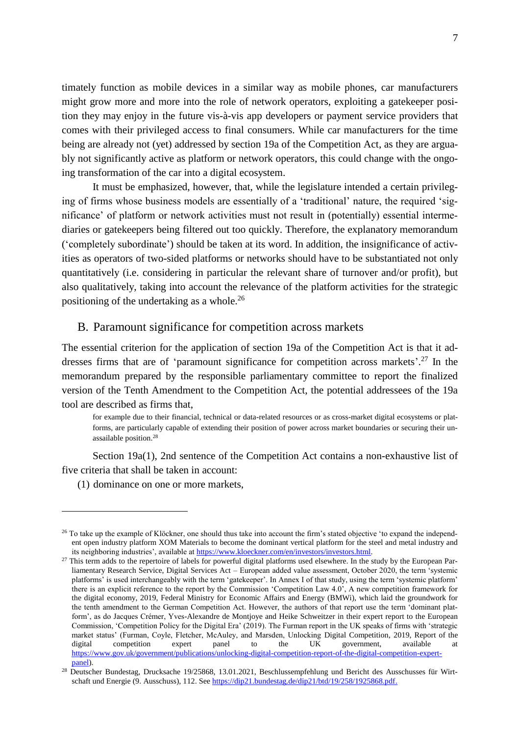timately function as mobile devices in a similar way as mobile phones, car manufacturers might grow more and more into the role of network operators, exploiting a gatekeeper position they may enjoy in the future vis-à-vis app developers or payment service providers that comes with their privileged access to final consumers. While car manufacturers for the time being are already not (yet) addressed by section 19a of the Competition Act, as they are arguably not significantly active as platform or network operators, this could change with the ongoing transformation of the car into a digital ecosystem.

It must be emphasized, however, that, while the legislature intended a certain privileging of firms whose business models are essentially of a 'traditional' nature, the required 'significance' of platform or network activities must not result in (potentially) essential intermediaries or gatekeepers being filtered out too quickly. Therefore, the explanatory memorandum ('completely subordinate') should be taken at its word. In addition, the insignificance of activities as operators of two-sided platforms or networks should have to be substantiated not only quantitatively (i.e. considering in particular the relevant share of turnover and/or profit), but also qualitatively, taking into account the relevance of the platform activities for the strategic positioning of the undertaking as a whole.[26]

## B. Paramount significance for competition across markets

The essential criterion for the application of section 19a of the Competition Act is that it addresses firms that are of 'paramount significance for competition across markets'.[27] In the memorandum prepared by the responsible parliamentary committee to report the finalized version of the Tenth Amendment to the Competition Act, the potential addressees of the 19a tool are described as firms that,

> for example due to their financial, technical or data-related resources or as cross-market digital ecosystems or platforms, are particularly capable of extending their position of power across market boundaries or securing their unassailable position.[28]

Section 19a(1), 2nd sentence of the Competition Act contains a non-exhaustive list of five criteria that shall be taken in account:

(1) dominance on one or more markets,

---

[26] To take up the example of Klöckner, one should thus take into account the firm's stated objective 'to expand the independent open industry platform XOM Materials to become the dominant vertical platform for the steel and metal industry and its neighboring industries', available at https://www.kloeckner.com/en/investors/investors.html.

[27] This term adds to the repertoire of labels for powerful digital platforms used elsewhere. In the study by the European Parliamentary Research Service, Digital Services Act – European added value assessment, October 2020, the term 'systemic platforms' is used interchangeably with the term 'gatekeeper'. In Annex I of that study, using the term 'systemic platform' there is an explicit reference to the report by the Commission 'Competition Law 4.0', A new competition framework for the digital economy, 2019, Federal Ministry for Economic Affairs and Energy (BMWi), which laid the groundwork for the tenth amendment to the German Competition Act. However, the authors of that report use the term 'dominant platform', as do Jacques Crémer, Yves-Alexandre de Montjoye and Heike Schweitzer in their expert report to the European Commission, 'Competition Policy for the Digital Era' (2019). The Furman report in the UK speaks of firms with 'strategic market status' (Furman, Coyle, Fletcher, McAuley, and Marsden, Unlocking Digital Competition, 2019, Report of the digital competition expert panel to the UK government, available at https://www.gov.uk/government/publications/unlocking-digital-competition-report-of-the-digital-competition-expert-panel).

[28] Deutscher Bundestag, Drucksache 19/25868, 13.01.2021, Beschlussempfehlung und Bericht des Ausschusses für Wirtschaft und Energie (9. Ausschuss), 112. See https://dip21.bundestag.de/dip21/btd/19/258/1925868.pdf.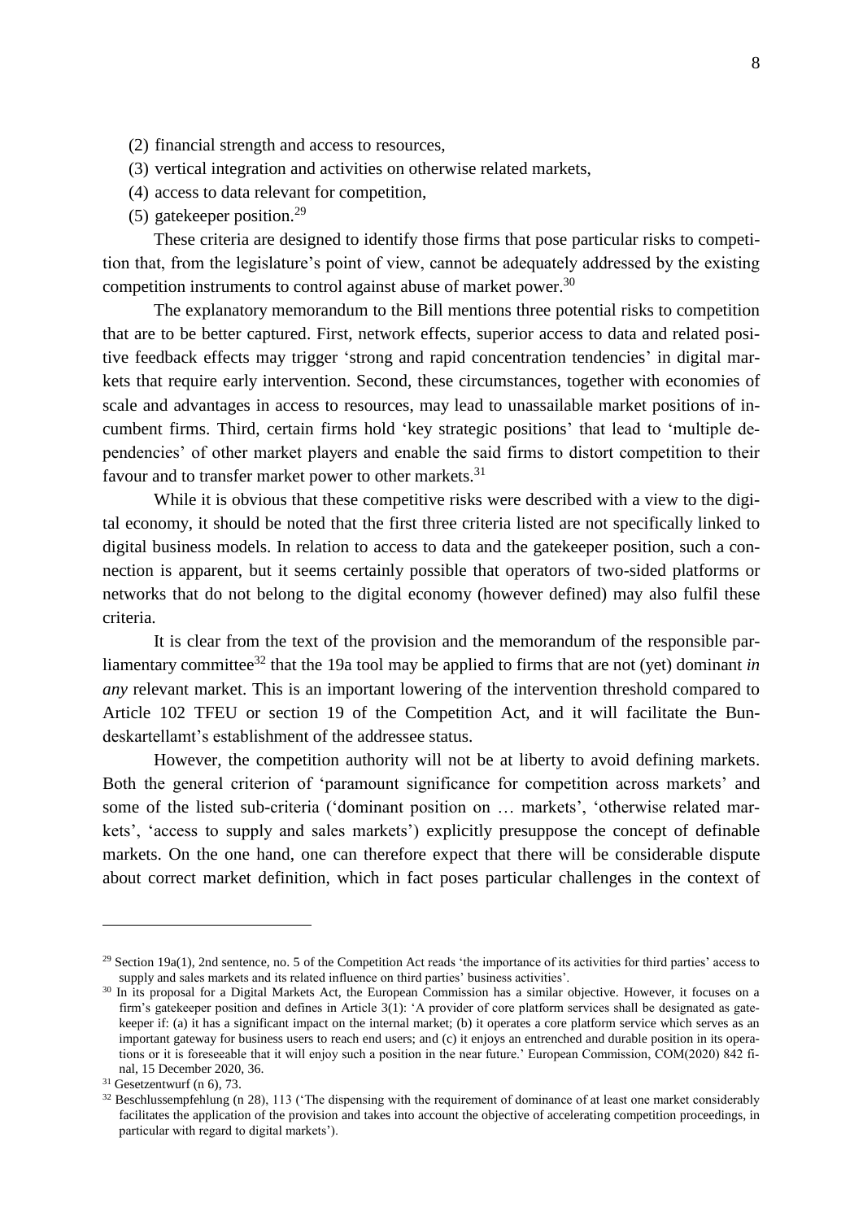(2) financial strength and access to resources,

(3) vertical integration and activities on otherwise related markets,

(4) access to data relevant for competition,

(5) gatekeeper position.[29]

These criteria are designed to identify those firms that pose particular risks to competition that, from the legislature's point of view, cannot be adequately addressed by the existing competition instruments to control against abuse of market power.[30]

The explanatory memorandum to the Bill mentions three potential risks to competition that are to be better captured. First, network effects, superior access to data and related positive feedback effects may trigger 'strong and rapid concentration tendencies' in digital markets that require early intervention. Second, these circumstances, together with economies of scale and advantages in access to resources, may lead to unassailable market positions of incumbent firms. Third, certain firms hold 'key strategic positions' that lead to 'multiple dependencies' of other market players and enable the said firms to distort competition to their favour and to transfer market power to other markets.[31]

While it is obvious that these competitive risks were described with a view to the digital economy, it should be noted that the first three criteria listed are not specifically linked to digital business models. In relation to access to data and the gatekeeper position, such a connection is apparent, but it seems certainly possible that operators of two-sided platforms or networks that do not belong to the digital economy (however defined) may also fulfil these criteria.

It is clear from the text of the provision and the memorandum of the responsible parliamentary committee[32] that the 19a tool may be applied to firms that are not (yet) dominant *in any* relevant market. This is an important lowering of the intervention threshold compared to Article 102 TFEU or section 19 of the Competition Act, and it will facilitate the Bundeskartellamt's establishment of the addressee status.

However, the competition authority will not be at liberty to avoid defining markets. Both the general criterion of 'paramount significance for competition across markets' and some of the listed sub-criteria ('dominant position on … markets', 'otherwise related markets', 'access to supply and sales markets') explicitly presuppose the concept of definable markets. On the one hand, one can therefore expect that there will be considerable dispute about correct market definition, which in fact poses particular challenges in the context of

---

[29] Section 19a(1), 2nd sentence, no. 5 of the Competition Act reads 'the importance of its activities for third parties' access to supply and sales markets and its related influence on third parties' business activities'.

[30] In its proposal for a Digital Markets Act, the European Commission has a similar objective. However, it focuses on a firm's gatekeeper position and defines in Article 3(1): 'A provider of core platform services shall be designated as gatekeeper if: (a) it has a significant impact on the internal market; (b) it operates a core platform service which serves as an important gateway for business users to reach end users; and (c) it enjoys an entrenched and durable position in its operations or it is foreseeable that it will enjoy such a position in the near future.' European Commission, COM(2020) 842 final, 15 December 2020, 36.

[31] Gesetzentwurf (n 6), 73.

[32] Beschlussempfehlung (n 28), 113 ('The dispensing with the requirement of dominance of at least one market considerably facilitates the application of the provision and takes into account the objective of accelerating competition proceedings, in particular with regard to digital markets').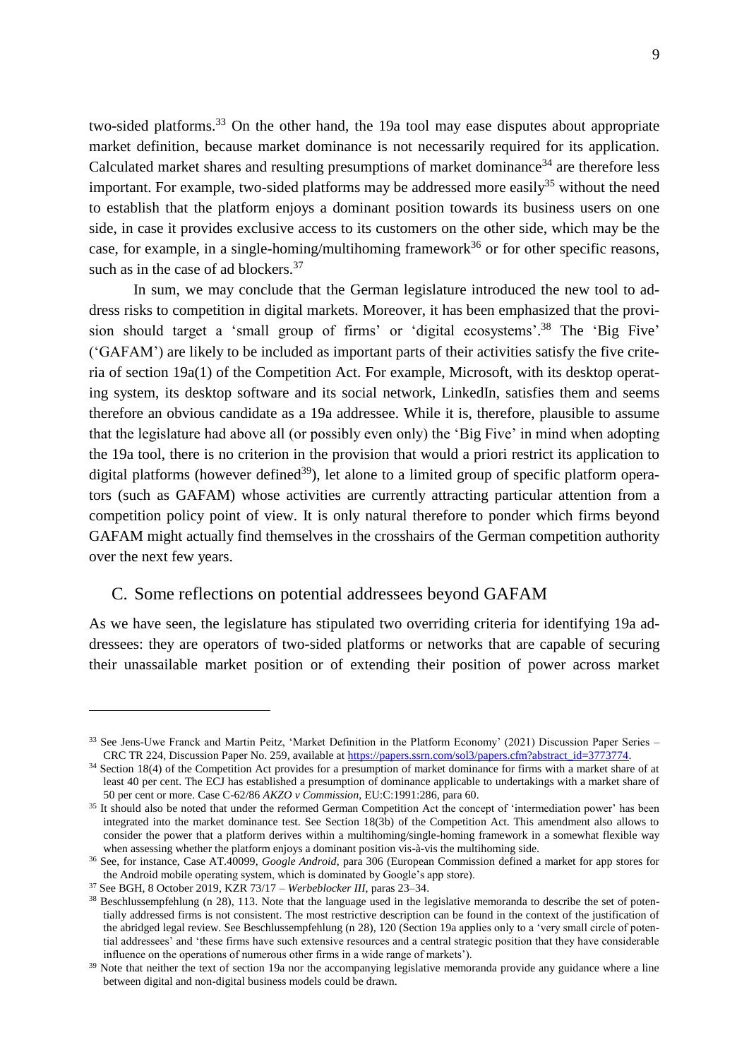two-sided platforms.[33] On the other hand, the 19a tool may ease disputes about appropriate market definition, because market dominance is not necessarily required for its application. Calculated market shares and resulting presumptions of market dominance[34] are therefore less important. For example, two-sided platforms may be addressed more easily[35] without the need to establish that the platform enjoys a dominant position towards its business users on one side, in case it provides exclusive access to its customers on the other side, which may be the case, for example, in a single-homing/multihoming framework[36] or for other specific reasons, such as in the case of ad blockers.[37]

In sum, we may conclude that the German legislature introduced the new tool to address risks to competition in digital markets. Moreover, it has been emphasized that the provision should target a 'small group of firms' or 'digital ecosystems'.[38] The 'Big Five' ('GAFAM') are likely to be included as important parts of their activities satisfy the five criteria of section 19a(1) of the Competition Act. For example, Microsoft, with its desktop operating system, its desktop software and its social network, LinkedIn, satisfies them and seems therefore an obvious candidate as a 19a addressee. While it is, therefore, plausible to assume that the legislature had above all (or possibly even only) the 'Big Five' in mind when adopting the 19a tool, there is no criterion in the provision that would a priori restrict its application to digital platforms (however defined[39]), let alone to a limited group of specific platform operators (such as GAFAM) whose activities are currently attracting particular attention from a competition policy point of view. It is only natural therefore to ponder which firms beyond GAFAM might actually find themselves in the crosshairs of the German competition authority over the next few years.

## C. Some reflections on potential addressees beyond GAFAM

As we have seen, the legislature has stipulated two overriding criteria for identifying 19a addressees: they are operators of two-sided platforms or networks that are capable of securing their unassailable market position or of extending their position of power across market

---

[33] See Jens-Uwe Franck and Martin Peitz, 'Market Definition in the Platform Economy' (2021) Discussion Paper Series – CRC TR 224, Discussion Paper No. 259, available at https://papers.ssrn.com/sol3/papers.cfm?abstract_id=3773774.

[34] Section 18(4) of the Competition Act provides for a presumption of market dominance for firms with a market share of at least 40 per cent. The ECJ has established a presumption of dominance applicable to undertakings with a market share of 50 per cent or more. Case C-62/86 *AKZO v Commission*, EU:C:1991:286, para 60.

[35] It should also be noted that under the reformed German Competition Act the concept of 'intermediation power' has been integrated into the market dominance test. See Section 18(3b) of the Competition Act. This amendment also allows to consider the power that a platform derives within a multihoming/single-homing framework in a somewhat flexible way when assessing whether the platform enjoys a dominant position vis-à-vis the multihoming side.

[36] See, for instance, Case AT.40099, *Google Android*, para 306 (European Commission defined a market for app stores for the Android mobile operating system, which is dominated by Google's app store).

[37] See BGH, 8 October 2019, KZR 73/17 – *Werbeblocker III*, paras 23–34.

[38] Beschlussempfehlung (n 28), 113. Note that the language used in the legislative memoranda to describe the set of potentially addressed firms is not consistent. The most restrictive description can be found in the context of the justification of the abridged legal review. See Beschlussempfehlung (n 28), 120 (Section 19a applies only to a 'very small circle of potential addressees' and 'these firms have such extensive resources and a central strategic position that they have considerable influence on the operations of numerous other firms in a wide range of markets').

[39] Note that neither the text of section 19a nor the accompanying legislative memoranda provide any guidance where a line between digital and non-digital business models could be drawn.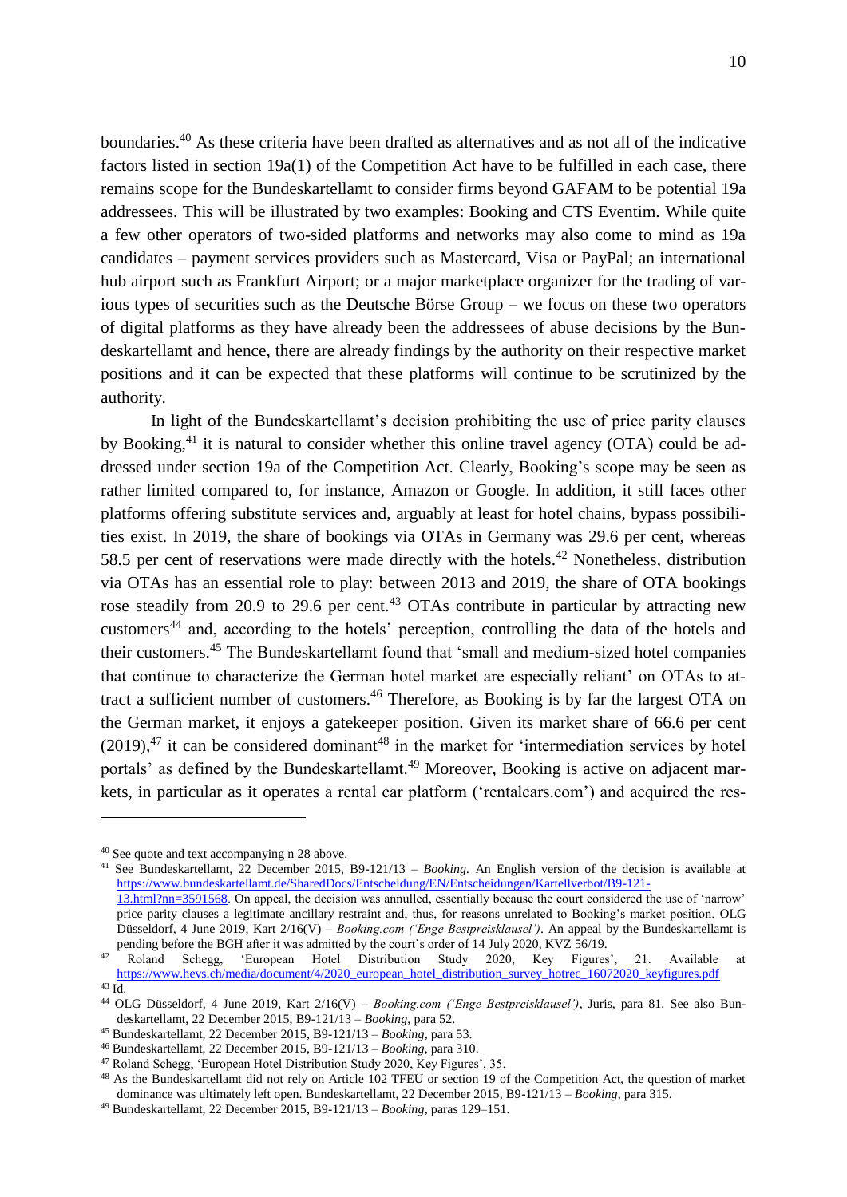boundaries.[40] As these criteria have been drafted as alternatives and as not all of the indicative factors listed in section 19a(1) of the Competition Act have to be fulfilled in each case, there remains scope for the Bundeskartellamt to consider firms beyond GAFAM to be potential 19a addressees. This will be illustrated by two examples: Booking and CTS Eventim. While quite a few other operators of two-sided platforms and networks may also come to mind as 19a candidates – payment services providers such as Mastercard, Visa or PayPal; an international hub airport such as Frankfurt Airport; or a major marketplace organizer for the trading of various types of securities such as the Deutsche Börse Group – we focus on these two operators of digital platforms as they have already been the addressees of abuse decisions by the Bundeskartellamt and hence, there are already findings by the authority on their respective market positions and it can be expected that these platforms will continue to be scrutinized by the authority.

In light of the Bundeskartellamt's decision prohibiting the use of price parity clauses by Booking,[41] it is natural to consider whether this online travel agency (OTA) could be addressed under section 19a of the Competition Act. Clearly, Booking's scope may be seen as rather limited compared to, for instance, Amazon or Google. In addition, it still faces other platforms offering substitute services and, arguably at least for hotel chains, bypass possibilities exist. In 2019, the share of bookings via OTAs in Germany was 29.6 per cent, whereas 58.5 per cent of reservations were made directly with the hotels.[42] Nonetheless, distribution via OTAs has an essential role to play: between 2013 and 2019, the share of OTA bookings rose steadily from 20.9 to 29.6 per cent.[43] OTAs contribute in particular by attracting new customers[44] and, according to the hotels' perception, controlling the data of the hotels and their customers.[45] The Bundeskartellamt found that 'small and medium-sized hotel companies that continue to characterize the German hotel market are especially reliant' on OTAs to attract a sufficient number of customers.[46] Therefore, as Booking is by far the largest OTA on the German market, it enjoys a gatekeeper position. Given its market share of 66.6 per cent (2019),[47] it can be considered dominant[48] in the market for 'intermediation services by hotel portals' as defined by the Bundeskartellamt.[49] Moreover, Booking is active on adjacent markets, in particular as it operates a rental car platform ('rentalcars.com') and acquired the res-

---

[40] See quote and text accompanying n 28 above.

[41] See Bundeskartellamt, 22 December 2015, B9-121/13 – *Booking*. An English version of the decision is available at https://www.bundeskartellamt.de/SharedDocs/Entscheidung/EN/Entscheidungen/Kartellverbot/B9-121-13.html?nn=3591568. On appeal, the decision was annulled, essentially because the court considered the use of 'narrow' price parity clauses a legitimate ancillary restraint and, thus, for reasons unrelated to Booking's market position. OLG Düsseldorf, 4 June 2019, Kart 2/16(V) – *Booking.com ('Enge Bestpreisklausel')*. An appeal by the Bundeskartellamt is pending before the BGH after it was admitted by the court's order of 14 July 2020, KVZ 56/19.

[42] Roland Schegg, 'European Hotel Distribution Study 2020, Key Figures', 21. Available at https://www.hevs.ch/media/document/4/2020_european_hotel_distribution_survey_hotrec_16072020_keyfigures.pdf

[43] Id.

[44] OLG Düsseldorf, 4 June 2019, Kart 2/16(V) – *Booking.com ('Enge Bestpreisklausel')*, Juris, para 81. See also Bundeskartellamt, 22 December 2015, B9-121/13 – *Booking*, para 52.

[45] Bundeskartellamt, 22 December 2015, B9-121/13 – *Booking*, para 53.

[46] Bundeskartellamt, 22 December 2015, B9-121/13 – *Booking*, para 310.

[47] Roland Schegg, 'European Hotel Distribution Study 2020, Key Figures', 35.

[48] As the Bundeskartellamt did not rely on Article 102 TFEU or section 19 of the Competition Act, the question of market dominance was ultimately left open. Bundeskartellamt, 22 December 2015, B9-121/13 – *Booking*, para 315.

[49] Bundeskartellamt, 22 December 2015, B9-121/13 – *Booking*, paras 129–151.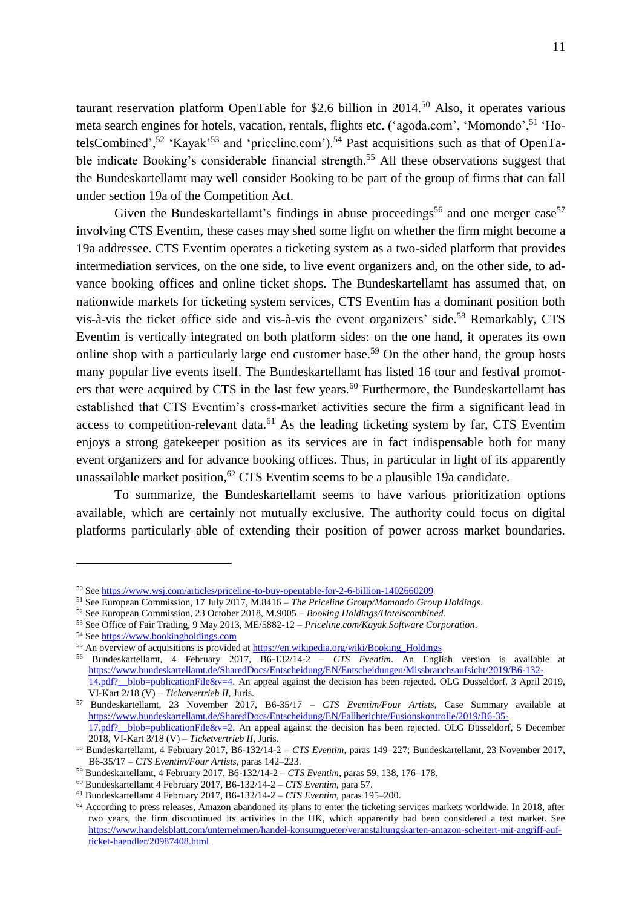taurant reservation platform OpenTable for $2.6 billion in 2014.[50] Also, it operates various meta search engines for hotels, vacation, rentals, flights etc. ('agoda.com', 'Momondo',[51] 'HotelsCombined',[52] 'Kayak'[53] and 'priceline.com').[54] Past acquisitions such as that of OpenTable indicate Booking's considerable financial strength.[55] All these observations suggest that the Bundeskartellamt may well consider Booking to be part of the group of firms that can fall under section 19a of the Competition Act.

Given the Bundeskartellamt's findings in abuse proceedings[56] and one merger case[57] involving CTS Eventim, these cases may shed some light on whether the firm might become a 19a addressee. CTS Eventim operates a ticketing system as a two-sided platform that provides intermediation services, on the one side, to live event organizers and, on the other side, to advance booking offices and online ticket shops. The Bundeskartellamt has assumed that, on nationwide markets for ticketing system services, CTS Eventim has a dominant position both vis-à-vis the ticket office side and vis-à-vis the event organizers' side.[58] Remarkably, CTS Eventim is vertically integrated on both platform sides: on the one hand, it operates its own online shop with a particularly large end customer base.[59] On the other hand, the group hosts many popular live events itself. The Bundeskartellamt has listed 16 tour and festival promoters that were acquired by CTS in the last few years.[60] Furthermore, the Bundeskartellamt has established that CTS Eventim's cross-market activities secure the firm a significant lead in access to competition-relevant data.[61] As the leading ticketing system by far, CTS Eventim enjoys a strong gatekeeper position as its services are in fact indispensable both for many event organizers and for advance booking offices. Thus, in particular in light of its apparently unassailable market position,[62] CTS Eventim seems to be a plausible 19a candidate.

To summarize, the Bundeskartellamt seems to have various prioritization options available, which are certainly not mutually exclusive. The authority could focus on digital platforms particularly able of extending their position of power across market boundaries.

---

[50] See https://www.wsj.com/articles/priceline-to-buy-opentable-for-2-6-billion-1402660209

[51] See European Commission, 17 July 2017, M.8416 – *The Priceline Group/Momondo Group Holdings*.

[52] See European Commission, 23 October 2018, M.9005 – *Booking Holdings/Hotelscombined*.

[53] See Office of Fair Trading, 9 May 2013, ME/5882-12 – *Priceline.com/Kayak Software Corporation*.

[54] See https://www.bookingholdings.com

[55] An overview of acquisitions is provided at https://en.wikipedia.org/wiki/Booking_Holdings

[56] Bundeskartellamt, 4 February 2017, B6-132/14-2 – *CTS Eventim*. An English version is available at https://www.bundeskartellamt.de/SharedDocs/Entscheidung/EN/Entscheidungen/Missbrauchsaufsicht/2019/B6-132-14.pdf?__blob=publicationFile&v=4. An appeal against the decision has been rejected. OLG Düsseldorf, 3 April 2019, VI-Kart 2/18 (V) – *Ticketvertrieb II*, Juris.

[57] Bundeskartellamt, 23 November 2017, B6-35/17 – *CTS Eventim/Four Artists*, Case Summary available at https://www.bundeskartellamt.de/SharedDocs/Entscheidung/EN/Fallberichte/Fusionskontrolle/2019/B6-35-17.pdf?__blob=publicationFile&v=2. An appeal against the decision has been rejected. OLG Düsseldorf, 5 December 2018, VI-Kart 3/18 (V) – *Ticketvertrieb II*, Juris.

[58] Bundeskartellamt, 4 February 2017, B6-132/14-2 – *CTS Eventim*, paras 149–227; Bundeskartellamt, 23 November 2017, B6-35/17 – *CTS Eventim/Four Artists*, paras 142–223.

[59] Bundeskartellamt, 4 February 2017, B6-132/14-2 – *CTS Eventim*, paras 59, 138, 176–178.

[60] Bundeskartellamt 4 February 2017, B6-132/14-2 – *CTS Eventim*, para 57.

[61] Bundeskartellamt 4 February 2017, B6-132/14-2 – *CTS Eventim*, paras 195–200.

[62] According to press releases, Amazon abandoned its plans to enter the ticketing services markets worldwide. In 2018, after two years, the firm discontinued its activities in the UK, which apparently had been considered a test market. See https://www.handelsblatt.com/unternehmen/handel-konsumgueter/veranstaltungskarten-amazon-scheitert-mit-angriff-auf-ticket-haendler/20987408.html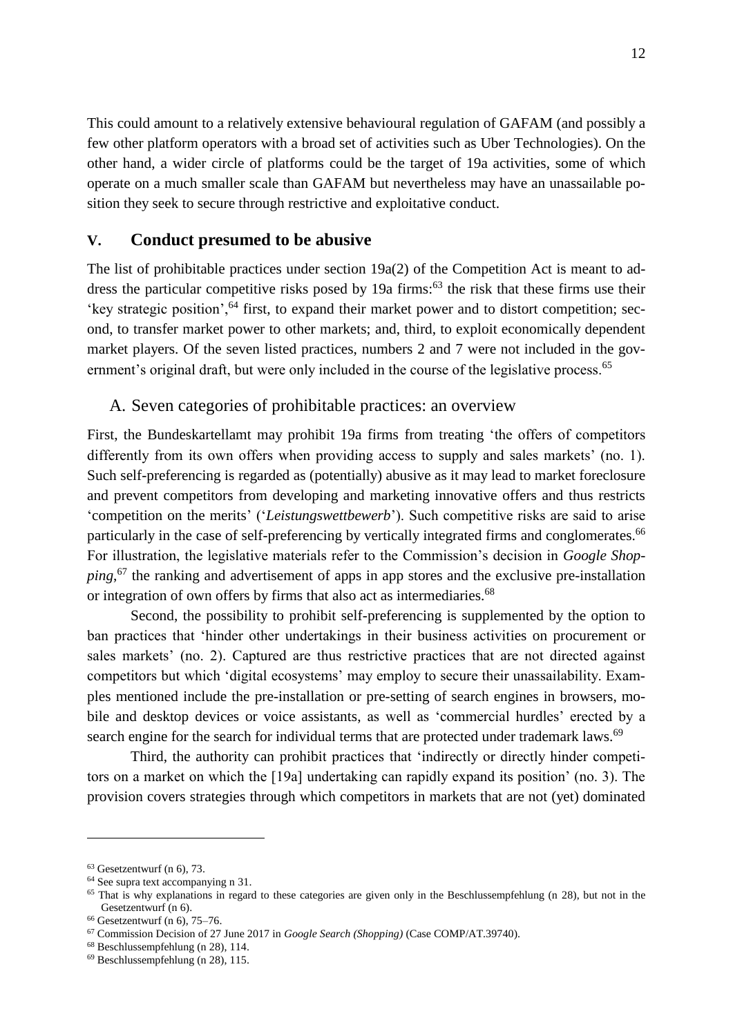This could amount to a relatively extensive behavioural regulation of GAFAM (and possibly a few other platform operators with a broad set of activities such as Uber Technologies). On the other hand, a wider circle of platforms could be the target of 19a activities, some of which operate on a much smaller scale than GAFAM but nevertheless may have an unassailable position they seek to secure through restrictive and exploitative conduct.

## V. Conduct presumed to be abusive

The list of prohibitable practices under section 19a(2) of the Competition Act is meant to address the particular competitive risks posed by 19a firms:[63] the risk that these firms use their 'key strategic position',[64] first, to expand their market power and to distort competition; second, to transfer market power to other markets; and, third, to exploit economically dependent market players. Of the seven listed practices, numbers 2 and 7 were not included in the government's original draft, but were only included in the course of the legislative process.[65]

### A. Seven categories of prohibitable practices: an overview

First, the Bundeskartellamt may prohibit 19a firms from treating 'the offers of competitors differently from its own offers when providing access to supply and sales markets' (no. 1). Such self-preferencing is regarded as (potentially) abusive as it may lead to market foreclosure and prevent competitors from developing and marketing innovative offers and thus restricts 'competition on the merits' ('*Leistungswettbewerb*'). Such competitive risks are said to arise particularly in the case of self-preferencing by vertically integrated firms and conglomerates.[66] For illustration, the legislative materials refer to the Commission's decision in *Google Shopping*,[67] the ranking and advertisement of apps in app stores and the exclusive pre-installation or integration of own offers by firms that also act as intermediaries.[68]

Second, the possibility to prohibit self-preferencing is supplemented by the option to ban practices that 'hinder other undertakings in their business activities on procurement or sales markets' (no. 2). Captured are thus restrictive practices that are not directed against competitors but which 'digital ecosystems' may employ to secure their unassailability. Examples mentioned include the pre-installation or pre-setting of search engines in browsers, mobile and desktop devices or voice assistants, as well as 'commercial hurdles' erected by a search engine for the search for individual terms that are protected under trademark laws.[69]

Third, the authority can prohibit practices that 'indirectly or directly hinder competitors on a market on which the [19a] undertaking can rapidly expand its position' (no. 3). The provision covers strategies through which competitors in markets that are not (yet) dominated

---

[63] Gesetzentwurf (n 6), 73.

[64] See supra text accompanying n 31.

[65] That is why explanations in regard to these categories are given only in the Beschlussempfehlung (n 28), but not in the Gesetzentwurf (n 6).

[66] Gesetzentwurf (n 6), 75–76.

[67] Commission Decision of 27 June 2017 in *Google Search (Shopping)* (Case COMP/AT.39740).

[68] Beschlussempfehlung (n 28), 114.

[69] Beschlussempfehlung (n 28), 115.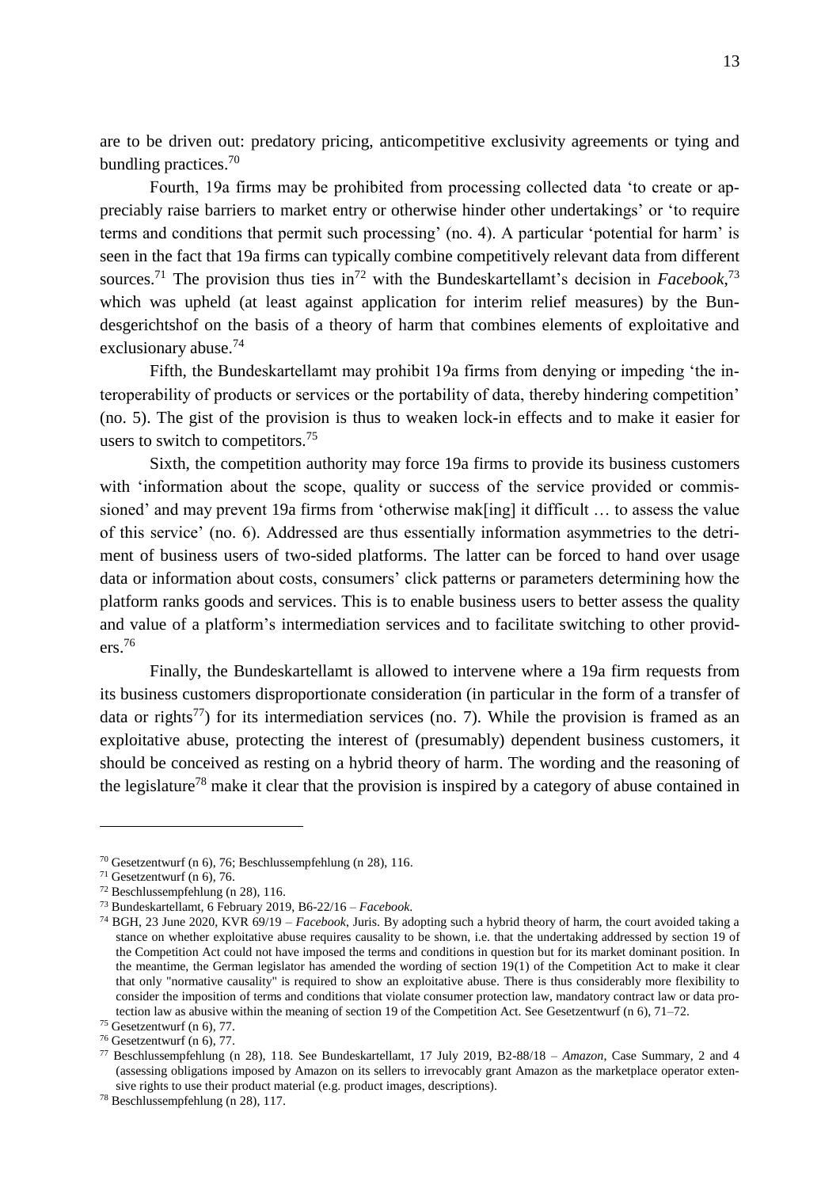are to be driven out: predatory pricing, anticompetitive exclusivity agreements or tying and bundling practices.[70]

Fourth, 19a firms may be prohibited from processing collected data 'to create or appreciably raise barriers to market entry or otherwise hinder other undertakings' or 'to require terms and conditions that permit such processing' (no. 4). A particular 'potential for harm' is seen in the fact that 19a firms can typically combine competitively relevant data from different sources.[71] The provision thus ties in[72] with the Bundeskartellamt's decision in *Facebook*,[73] which was upheld (at least against application for interim relief measures) by the Bundesgerichtshof on the basis of a theory of harm that combines elements of exploitative and exclusionary abuse.[74]

Fifth, the Bundeskartellamt may prohibit 19a firms from denying or impeding 'the interoperability of products or services or the portability of data, thereby hindering competition' (no. 5). The gist of the provision is thus to weaken lock-in effects and to make it easier for users to switch to competitors.[75]

Sixth, the competition authority may force 19a firms to provide its business customers with 'information about the scope, quality or success of the service provided or commissioned' and may prevent 19a firms from 'otherwise mak[ing] it difficult … to assess the value of this service' (no. 6). Addressed are thus essentially information asymmetries to the detriment of business users of two-sided platforms. The latter can be forced to hand over usage data or information about costs, consumers' click patterns or parameters determining how the platform ranks goods and services. This is to enable business users to better assess the quality and value of a platform's intermediation services and to facilitate switching to other providers.[76]

Finally, the Bundeskartellamt is allowed to intervene where a 19a firm requests from its business customers disproportionate consideration (in particular in the form of a transfer of data or rights[77]) for its intermediation services (no. 7). While the provision is framed as an exploitative abuse, protecting the interest of (presumably) dependent business customers, it should be conceived as resting on a hybrid theory of harm. The wording and the reasoning of the legislature[78] make it clear that the provision is inspired by a category of abuse contained in

---

[70] Gesetzentwurf (n 6), 76; Beschlussempfehlung (n 28), 116.

[71] Gesetzentwurf (n 6), 76.

[72] Beschlussempfehlung (n 28), 116.

[73] Bundeskartellamt, 6 February 2019, B6-22/16 – *Facebook*.

[74] BGH, 23 June 2020, KVR 69/19 – *Facebook*, Juris. By adopting such a hybrid theory of harm, the court avoided taking a stance on whether exploitative abuse requires causality to be shown, i.e. that the undertaking addressed by section 19 of the Competition Act could not have imposed the terms and conditions in question but for its market dominant position. In the meantime, the German legislator has amended the wording of section 19(1) of the Competition Act to make it clear that only "normative causality" is required to show an exploitative abuse. There is thus considerably more flexibility to consider the imposition of terms and conditions that violate consumer protection law, mandatory contract law or data protection law as abusive within the meaning of section 19 of the Competition Act. See Gesetzentwurf (n 6), 71–72.

[75] Gesetzentwurf (n 6), 77.

[76] Gesetzentwurf (n 6), 77.

[77] Beschlussempfehlung (n 28), 118. See Bundeskartellamt, 17 July 2019, B2-88/18 – *Amazon*, Case Summary, 2 and 4 (assessing obligations imposed by Amazon on its sellers to irrevocably grant Amazon as the marketplace operator extensive rights to use their product material (e.g. product images, descriptions).

[78] Beschlussempfehlung (n 28), 117.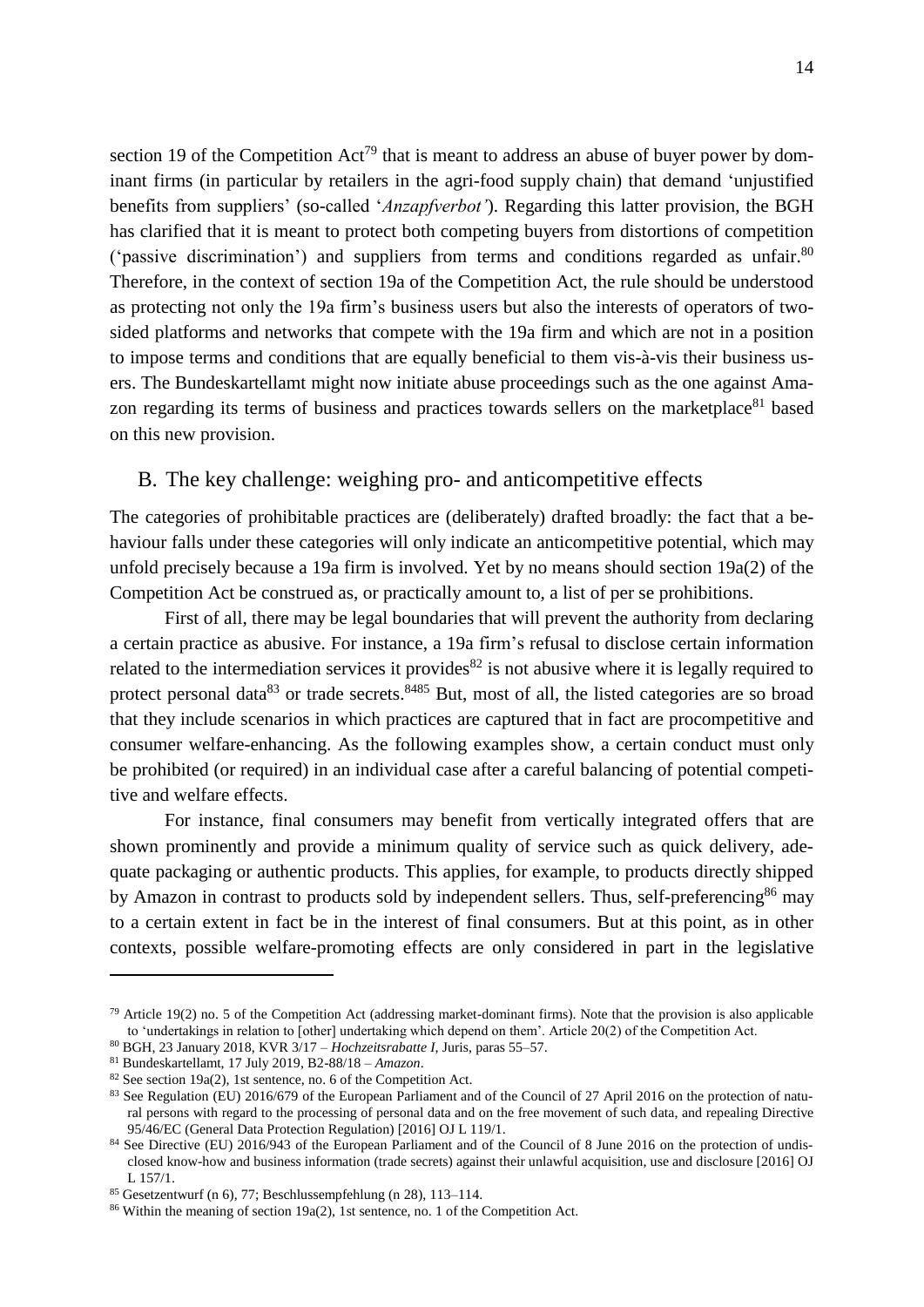section 19 of the Competition Act[79] that is meant to address an abuse of buyer power by dominant firms (in particular by retailers in the agri-food supply chain) that demand 'unjustified benefits from suppliers' (so-called '*Anzapfverbot'*). Regarding this latter provision, the BGH has clarified that it is meant to protect both competing buyers from distortions of competition ('passive discrimination') and suppliers from terms and conditions regarded as unfair.[80] Therefore, in the context of section 19a of the Competition Act, the rule should be understood as protecting not only the 19a firm's business users but also the interests of operators of two-sided platforms and networks that compete with the 19a firm and which are not in a position to impose terms and conditions that are equally beneficial to them vis-à-vis their business users. The Bundeskartellamt might now initiate abuse proceedings such as the one against Amazon regarding its terms of business and practices towards sellers on the marketplace[81] based on this new provision.

## B. The key challenge: weighing pro- and anticompetitive effects

The categories of prohibitable practices are (deliberately) drafted broadly: the fact that a behaviour falls under these categories will only indicate an anticompetitive potential, which may unfold precisely because a 19a firm is involved. Yet by no means should section 19a(2) of the Competition Act be construed as, or practically amount to, a list of per se prohibitions.

First of all, there may be legal boundaries that will prevent the authority from declaring a certain practice as abusive. For instance, a 19a firm's refusal to disclose certain information related to the intermediation services it provides[82] is not abusive where it is legally required to protect personal data[83] or trade secrets.[84][85] But, most of all, the listed categories are so broad that they include scenarios in which practices are captured that in fact are procompetitive and consumer welfare-enhancing. As the following examples show, a certain conduct must only be prohibited (or required) in an individual case after a careful balancing of potential competitive and welfare effects.

For instance, final consumers may benefit from vertically integrated offers that are shown prominently and provide a minimum quality of service such as quick delivery, adequate packaging or authentic products. This applies, for example, to products directly shipped by Amazon in contrast to products sold by independent sellers. Thus, self-preferencing[86] may to a certain extent in fact be in the interest of final consumers. But at this point, as in other contexts, possible welfare-promoting effects are only considered in part in the legislative

---

[79] Article 19(2) no. 5 of the Competition Act (addressing market-dominant firms). Note that the provision is also applicable to 'undertakings in relation to [other] undertaking which depend on them'. Article 20(2) of the Competition Act.

[80] BGH, 23 January 2018, KVR 3/17 – *Hochzeitsrabatte I*, Juris, paras 55–57.

[81] Bundeskartellamt, 17 July 2019, B2-88/18 – *Amazon*.

[82] See section 19a(2), 1st sentence, no. 6 of the Competition Act.

[83] See Regulation (EU) 2016/679 of the European Parliament and of the Council of 27 April 2016 on the protection of natural persons with regard to the processing of personal data and on the free movement of such data, and repealing Directive 95/46/EC (General Data Protection Regulation) [2016] OJ L 119/1.

[84] See Directive (EU) 2016/943 of the European Parliament and of the Council of 8 June 2016 on the protection of undisclosed know-how and business information (trade secrets) against their unlawful acquisition, use and disclosure [2016] OJ L 157/1.

[85] Gesetzentwurf (n 6), 77; Beschlussempfehlung (n 28), 113–114.

[86] Within the meaning of section 19a(2), 1st sentence, no. 1 of the Competition Act.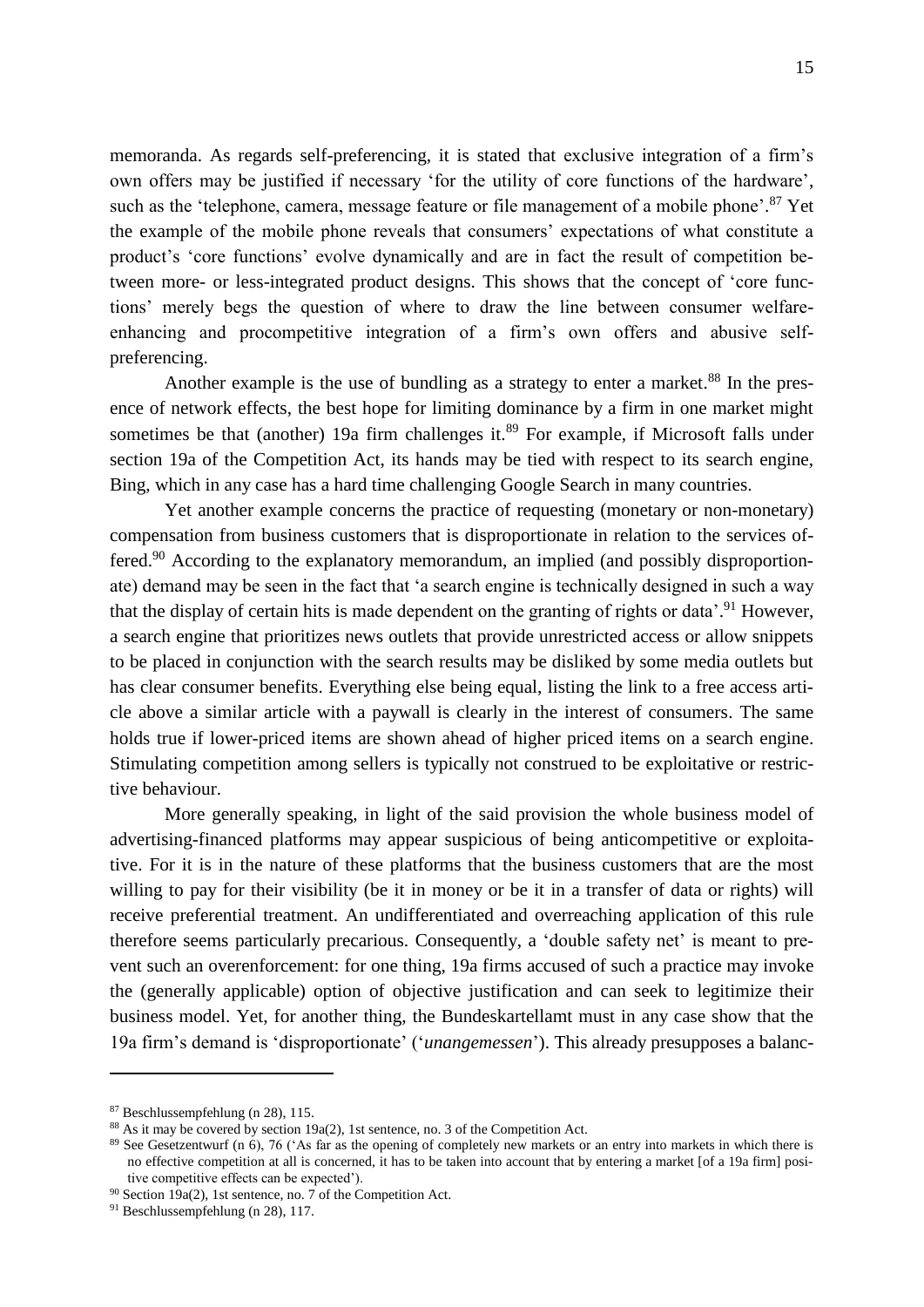memoranda. As regards self-preferencing, it is stated that exclusive integration of a firm's own offers may be justified if necessary 'for the utility of core functions of the hardware', such as the 'telephone, camera, message feature or file management of a mobile phone'.[87] Yet the example of the mobile phone reveals that consumers' expectations of what constitute a product's 'core functions' evolve dynamically and are in fact the result of competition between more- or less-integrated product designs. This shows that the concept of 'core functions' merely begs the question of where to draw the line between consumer welfare-enhancing and procompetitive integration of a firm's own offers and abusive self-preferencing.

Another example is the use of bundling as a strategy to enter a market.[88] In the presence of network effects, the best hope for limiting dominance by a firm in one market might sometimes be that (another) 19a firm challenges it.[89] For example, if Microsoft falls under section 19a of the Competition Act, its hands may be tied with respect to its search engine, Bing, which in any case has a hard time challenging Google Search in many countries.

Yet another example concerns the practice of requesting (monetary or non-monetary) compensation from business customers that is disproportionate in relation to the services offered.[90] According to the explanatory memorandum, an implied (and possibly disproportionate) demand may be seen in the fact that 'a search engine is technically designed in such a way that the display of certain hits is made dependent on the granting of rights or data'.[91] However, a search engine that prioritizes news outlets that provide unrestricted access or allow snippets to be placed in conjunction with the search results may be disliked by some media outlets but has clear consumer benefits. Everything else being equal, listing the link to a free access article above a similar article with a paywall is clearly in the interest of consumers. The same holds true if lower-priced items are shown ahead of higher priced items on a search engine. Stimulating competition among sellers is typically not construed to be exploitative or restrictive behaviour.

More generally speaking, in light of the said provision the whole business model of advertising-financed platforms may appear suspicious of being anticompetitive or exploitative. For it is in the nature of these platforms that the business customers that are the most willing to pay for their visibility (be it in money or be it in a transfer of data or rights) will receive preferential treatment. An undifferentiated and overreaching application of this rule therefore seems particularly precarious. Consequently, a 'double safety net' is meant to prevent such an overenforcement: for one thing, 19a firms accused of such a practice may invoke the (generally applicable) option of objective justification and can seek to legitimize their business model. Yet, for another thing, the Bundeskartellamt must in any case show that the 19a firm's demand is 'disproportionate' ('*unangemessen*'). This already presupposes a balanc-

---

[87] Beschlussempfehlung (n 28), 115.

[88] As it may be covered by section 19a(2), 1st sentence, no. 3 of the Competition Act.

[89] See Gesetzentwurf (n 6), 76 ('As far as the opening of completely new markets or an entry into markets in which there is no effective competition at all is concerned, it has to be taken into account that by entering a market [of a 19a firm] positive competitive effects can be expected').

[90] Section 19a(2), 1st sentence, no. 7 of the Competition Act.

[91] Beschlussempfehlung (n 28), 117.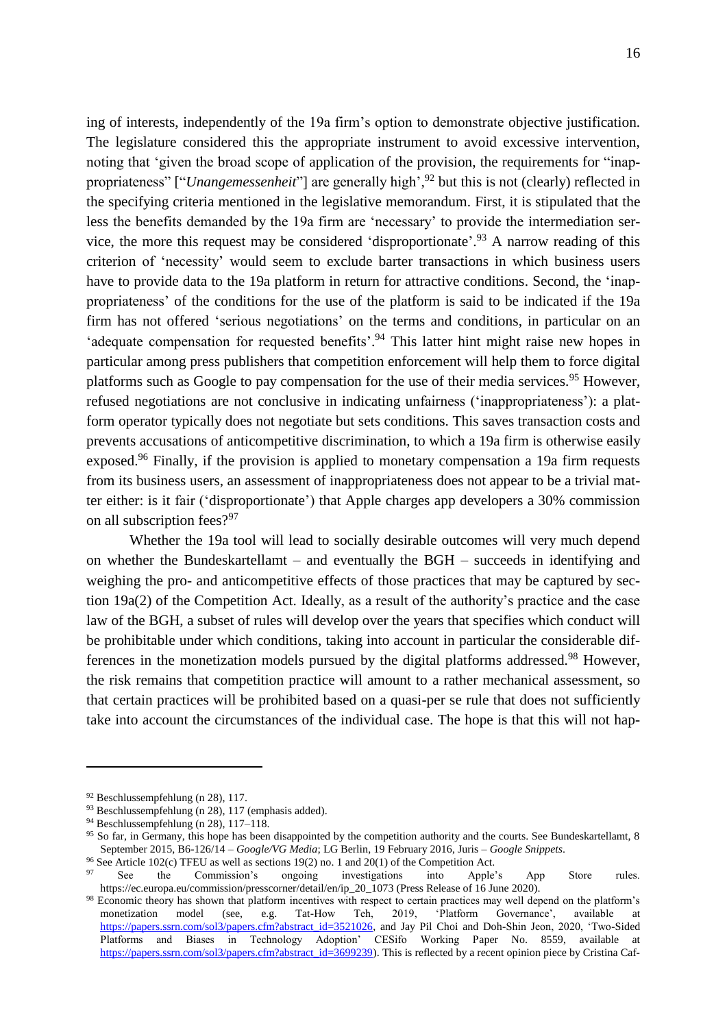ing of interests, independently of the 19a firm's option to demonstrate objective justification. The legislature considered this the appropriate instrument to avoid excessive intervention, noting that 'given the broad scope of application of the provision, the requirements for "inappropriateness" ["*Unangemessenheit*"] are generally high',[92] but this is not (clearly) reflected in the specifying criteria mentioned in the legislative memorandum. First, it is stipulated that the less the benefits demanded by the 19a firm are 'necessary' to provide the intermediation service, the more this request may be considered 'disproportionate'.[93] A narrow reading of this criterion of 'necessity' would seem to exclude barter transactions in which business users have to provide data to the 19a platform in return for attractive conditions. Second, the 'inappropriateness' of the conditions for the use of the platform is said to be indicated if the 19a firm has not offered 'serious negotiations' on the terms and conditions, in particular on an 'adequate compensation for requested benefits'.[94] This latter hint might raise new hopes in particular among press publishers that competition enforcement will help them to force digital platforms such as Google to pay compensation for the use of their media services.[95] However, refused negotiations are not conclusive in indicating unfairness ('inappropriateness'): a platform operator typically does not negotiate but sets conditions. This saves transaction costs and prevents accusations of anticompetitive discrimination, to which a 19a firm is otherwise easily exposed.[96] Finally, if the provision is applied to monetary compensation a 19a firm requests from its business users, an assessment of inappropriateness does not appear to be a trivial matter either: is it fair ('disproportionate') that Apple charges app developers a 30% commission on all subscription fees?[97]

Whether the 19a tool will lead to socially desirable outcomes will very much depend on whether the Bundeskartellamt – and eventually the BGH – succeeds in identifying and weighing the pro- and anticompetitive effects of those practices that may be captured by section 19a(2) of the Competition Act. Ideally, as a result of the authority's practice and the case law of the BGH, a subset of rules will develop over the years that specifies which conduct will be prohibitable under which conditions, taking into account in particular the considerable differences in the monetization models pursued by the digital platforms addressed.[98] However, the risk remains that competition practice will amount to a rather mechanical assessment, so that certain practices will be prohibited based on a quasi-per se rule that does not sufficiently take into account the circumstances of the individual case. The hope is that this will not hap-

---

[92] Beschlussempfehlung (n 28), 117.

[93] Beschlussempfehlung (n 28), 117 (emphasis added).

[94] Beschlussempfehlung (n 28), 117–118.

[95] So far, in Germany, this hope has been disappointed by the competition authority and the courts. See Bundeskartellamt, 8 September 2015, B6-126/14 – *Google/VG Media*; LG Berlin, 19 February 2016, Juris – *Google Snippets*.

[96] See Article 102(c) TFEU as well as sections 19(2) no. 1 and 20(1) of the Competition Act.

[97] See the Commission's ongoing investigations into Apple's App Store rules. https://ec.europa.eu/commission/presscorner/detail/en/ip_20_1073 (Press Release of 16 June 2020).

[98] Economic theory has shown that platform incentives with respect to certain practices may well depend on the platform's monetization model (see, e.g. Tat-How Teh, 2019, 'Platform Governance', available at https://papers.ssrn.com/sol3/papers.cfm?abstract_id=3521026, and Jay Pil Choi and Doh-Shin Jeon, 2020, 'Two-Sided Platforms and Biases in Technology Adoption' CESifo Working Paper No. 8559, available at https://papers.ssrn.com/sol3/papers.cfm?abstract_id=3699239). This is reflected by a recent opinion piece by Cristina Caf-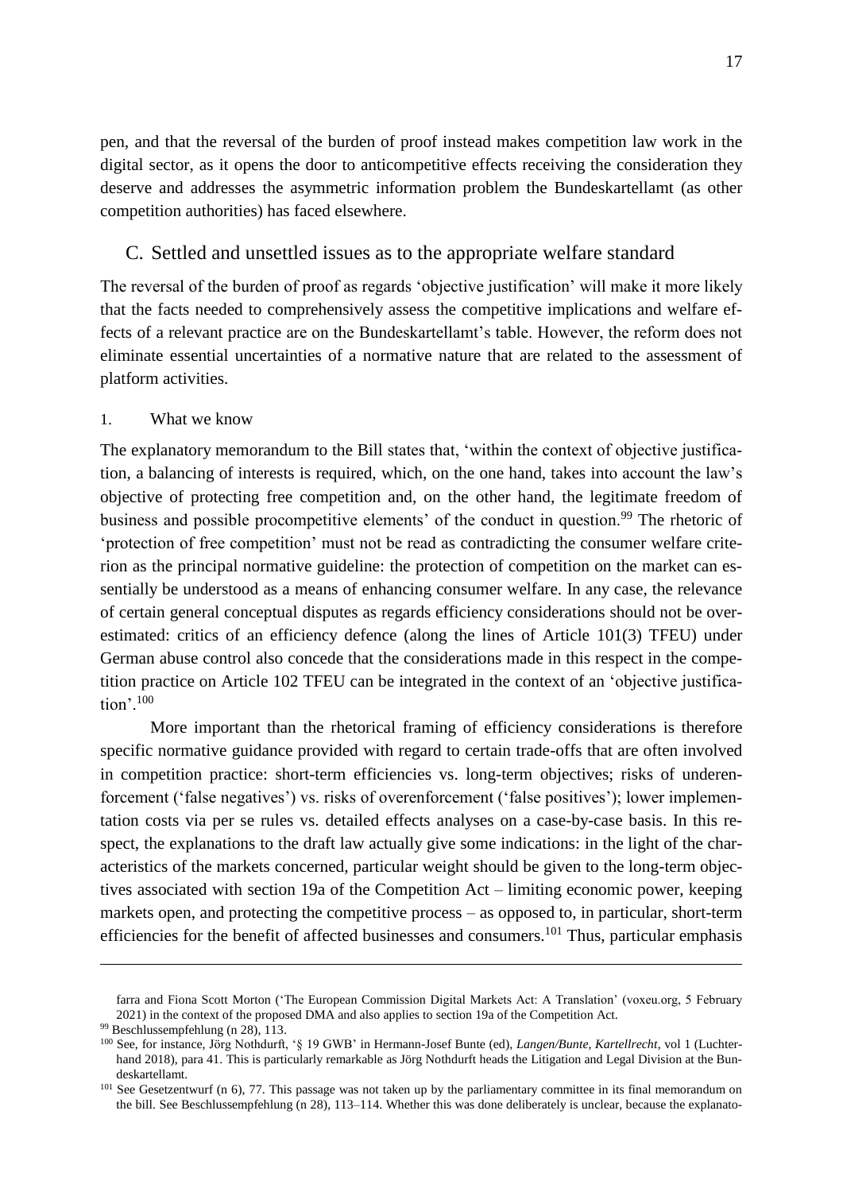pen, and that the reversal of the burden of proof instead makes competition law work in the digital sector, as it opens the door to anticompetitive effects receiving the consideration they deserve and addresses the asymmetric information problem the Bundeskartellamt (as other competition authorities) has faced elsewhere.

## C. Settled and unsettled issues as to the appropriate welfare standard

The reversal of the burden of proof as regards 'objective justification' will make it more likely that the facts needed to comprehensively assess the competitive implications and welfare effects of a relevant practice are on the Bundeskartellamt's table. However, the reform does not eliminate essential uncertainties of a normative nature that are related to the assessment of platform activities.

### 1. What we know

The explanatory memorandum to the Bill states that, 'within the context of objective justification, a balancing of interests is required, which, on the one hand, takes into account the law's objective of protecting free competition and, on the other hand, the legitimate freedom of business and possible procompetitive elements' of the conduct in question.[99] The rhetoric of 'protection of free competition' must not be read as contradicting the consumer welfare criterion as the principal normative guideline: the protection of competition on the market can essentially be understood as a means of enhancing consumer welfare. In any case, the relevance of certain general conceptual disputes as regards efficiency considerations should not be overestimated: critics of an efficiency defence (along the lines of Article 101(3) TFEU) under German abuse control also concede that the considerations made in this respect in the competition practice on Article 102 TFEU can be integrated in the context of an 'objective justification'.[100]

More important than the rhetorical framing of efficiency considerations is therefore specific normative guidance provided with regard to certain trade-offs that are often involved in competition practice: short-term efficiencies vs. long-term objectives; risks of underenforcement ('false negatives') vs. risks of overenforcement ('false positives'); lower implementation costs via per se rules vs. detailed effects analyses on a case-by-case basis. In this respect, the explanations to the draft law actually give some indications: in the light of the characteristics of the markets concerned, particular weight should be given to the long-term objectives associated with section 19a of the Competition Act – limiting economic power, keeping markets open, and protecting the competitive process – as opposed to, in particular, short-term efficiencies for the benefit of affected businesses and consumers.[101] Thus, particular emphasis

---

farra and Fiona Scott Morton ('The European Commission Digital Markets Act: A Translation' (voxeu.org, 5 February 2021) in the context of the proposed DMA and also applies to section 19a of the Competition Act.

[99] Beschlussempfehlung (n 28), 113.

[100] See, for instance, Jörg Nothdurft, '§ 19 GWB' in Hermann-Josef Bunte (ed), *Langen/Bunte, Kartellrecht*, vol 1 (Luchterhand 2018), para 41. This is particularly remarkable as Jörg Nothdurft heads the Litigation and Legal Division at the Bundeskartellamt.

[101] See Gesetzentwurf (n 6), 77. This passage was not taken up by the parliamentary committee in its final memorandum on the bill. See Beschlussempfehlung (n 28), 113–114. Whether this was done deliberately is unclear, because the explanato-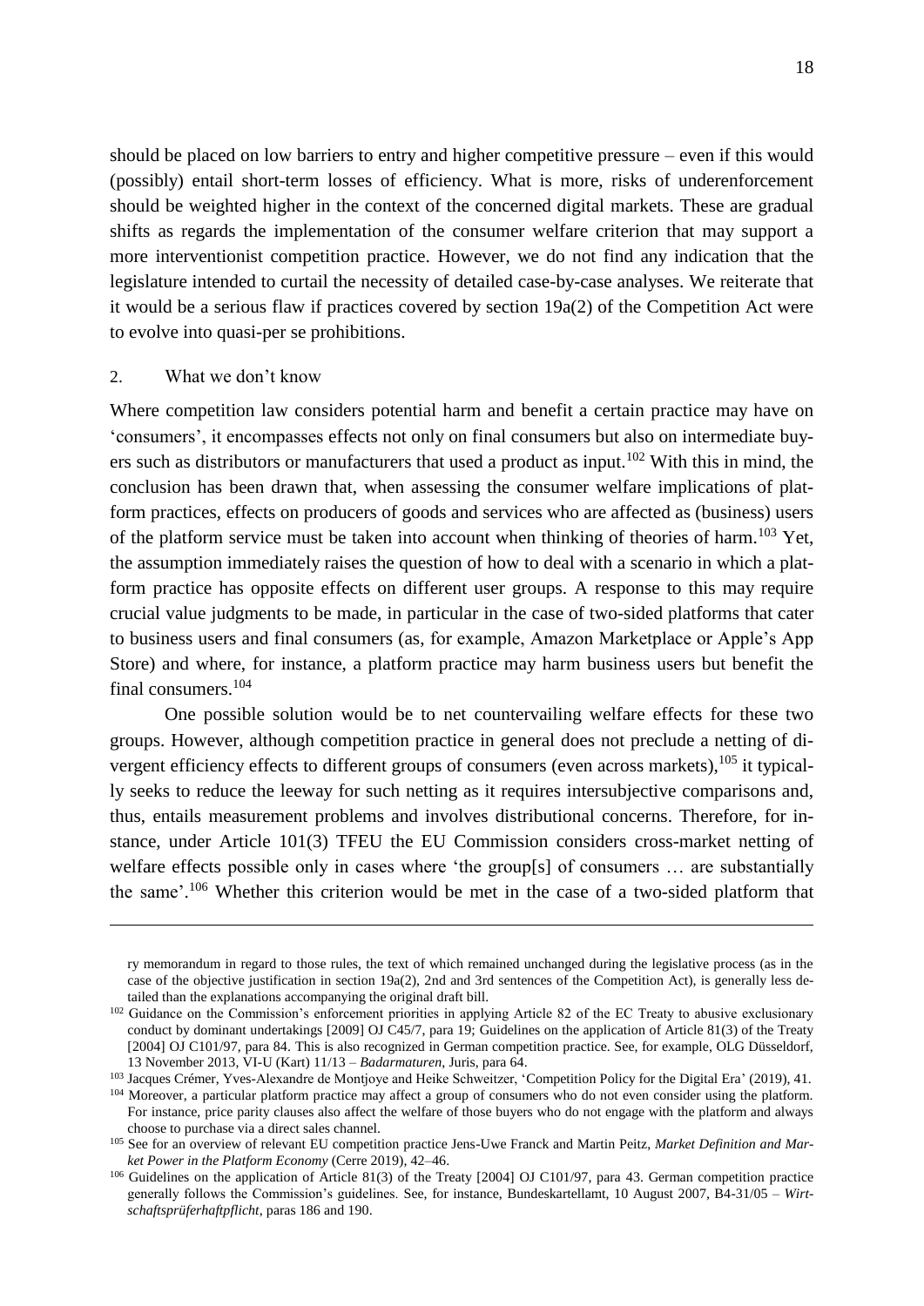should be placed on low barriers to entry and higher competitive pressure – even if this would (possibly) entail short-term losses of efficiency. What is more, risks of underenforcement should be weighted higher in the context of the concerned digital markets. These are gradual shifts as regards the implementation of the consumer welfare criterion that may support a more interventionist competition practice. However, we do not find any indication that the legislature intended to curtail the necessity of detailed case-by-case analyses. We reiterate that it would be a serious flaw if practices covered by section 19a(2) of the Competition Act were to evolve into quasi-per se prohibitions.

### 2. What we don't know

Where competition law considers potential harm and benefit a certain practice may have on 'consumers', it encompasses effects not only on final consumers but also on intermediate buyers such as distributors or manufacturers that used a product as input.[102] With this in mind, the conclusion has been drawn that, when assessing the consumer welfare implications of platform practices, effects on producers of goods and services who are affected as (business) users of the platform service must be taken into account when thinking of theories of harm.[103] Yet, the assumption immediately raises the question of how to deal with a scenario in which a platform practice has opposite effects on different user groups. A response to this may require crucial value judgments to be made, in particular in the case of two-sided platforms that cater to business users and final consumers (as, for example, Amazon Marketplace or Apple's App Store) and where, for instance, a platform practice may harm business users but benefit the final consumers.[104]

One possible solution would be to net countervailing welfare effects for these two groups. However, although competition practice in general does not preclude a netting of divergent efficiency effects to different groups of consumers (even across markets),[105] it typically seeks to reduce the leeway for such netting as it requires intersubjective comparisons and, thus, entails measurement problems and involves distributional concerns. Therefore, for instance, under Article 101(3) TFEU the EU Commission considers cross-market netting of welfare effects possible only in cases where 'the group[s] of consumers … are substantially the same'.[106] Whether this criterion would be met in the case of a two-sided platform that

---

ry memorandum in regard to those rules, the text of which remained unchanged during the legislative process (as in the case of the objective justification in section 19a(2), 2nd and 3rd sentences of the Competition Act), is generally less detailed than the explanations accompanying the original draft bill.

[102] Guidance on the Commission's enforcement priorities in applying Article 82 of the EC Treaty to abusive exclusionary conduct by dominant undertakings [2009] OJ C45/7, para 19; Guidelines on the application of Article 81(3) of the Treaty [2004] OJ C101/97, para 84. This is also recognized in German competition practice. See, for example, OLG Düsseldorf, 13 November 2013, VI-U (Kart) 11/13 – *Badarmaturen*, Juris, para 64.

[103] Jacques Crémer, Yves-Alexandre de Montjoye and Heike Schweitzer, 'Competition Policy for the Digital Era' (2019), 41.

[104] Moreover, a particular platform practice may affect a group of consumers who do not even consider using the platform. For instance, price parity clauses also affect the welfare of those buyers who do not engage with the platform and always choose to purchase via a direct sales channel.

[105] See for an overview of relevant EU competition practice Jens-Uwe Franck and Martin Peitz, *Market Definition and Market Power in the Platform Economy* (Cerre 2019), 42–46.

[106] Guidelines on the application of Article 81(3) of the Treaty [2004] OJ C101/97, para 43. German competition practice generally follows the Commission's guidelines. See, for instance, Bundeskartellamt, 10 August 2007, B4-31/05 – *Wirtschaftsprüferhaftpflicht*, paras 186 and 190.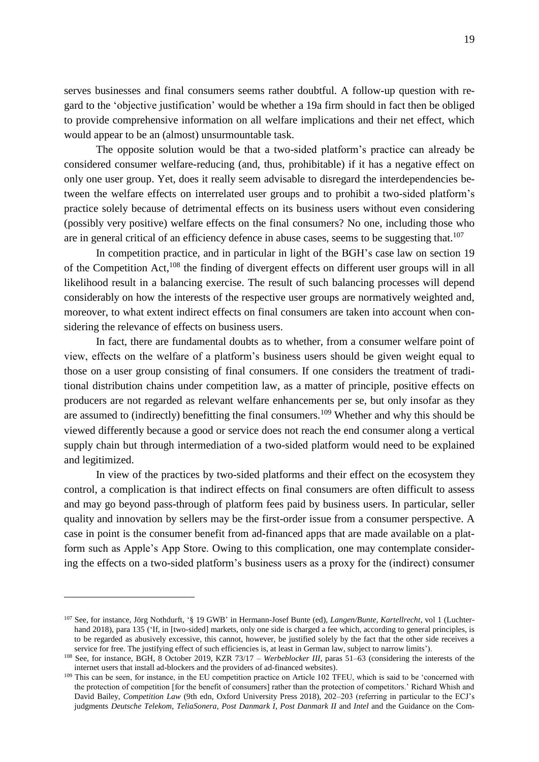serves businesses and final consumers seems rather doubtful. A follow-up question with regard to the 'objective justification' would be whether a 19a firm should in fact then be obliged to provide comprehensive information on all welfare implications and their net effect, which would appear to be an (almost) unsurmountable task.

The opposite solution would be that a two-sided platform's practice can already be considered consumer welfare-reducing (and, thus, prohibitable) if it has a negative effect on only one user group. Yet, does it really seem advisable to disregard the interdependencies between the welfare effects on interrelated user groups and to prohibit a two-sided platform's practice solely because of detrimental effects on its business users without even considering (possibly very positive) welfare effects on the final consumers? No one, including those who are in general critical of an efficiency defence in abuse cases, seems to be suggesting that.[107]

In competition practice, and in particular in light of the BGH's case law on section 19 of the Competition Act,[108] the finding of divergent effects on different user groups will in all likelihood result in a balancing exercise. The result of such balancing processes will depend considerably on how the interests of the respective user groups are normatively weighted and, moreover, to what extent indirect effects on final consumers are taken into account when considering the relevance of effects on business users.

In fact, there are fundamental doubts as to whether, from a consumer welfare point of view, effects on the welfare of a platform's business users should be given weight equal to those on a user group consisting of final consumers. If one considers the treatment of traditional distribution chains under competition law, as a matter of principle, positive effects on producers are not regarded as relevant welfare enhancements per se, but only insofar as they are assumed to (indirectly) benefitting the final consumers.[109] Whether and why this should be viewed differently because a good or service does not reach the end consumer along a vertical supply chain but through intermediation of a two-sided platform would need to be explained and legitimized.

In view of the practices by two-sided platforms and their effect on the ecosystem they control, a complication is that indirect effects on final consumers are often difficult to assess and may go beyond pass-through of platform fees paid by business users. In particular, seller quality and innovation by sellers may be the first-order issue from a consumer perspective. A case in point is the consumer benefit from ad-financed apps that are made available on a platform such as Apple's App Store. Owing to this complication, one may contemplate considering the effects on a two-sided platform's business users as a proxy for the (indirect) consumer

---

[107] See, for instance, Jörg Nothdurft, '§ 19 GWB' in Hermann-Josef Bunte (ed), *Langen/Bunte, Kartellrecht*, vol 1 (Luchterhand 2018), para 135 ('If, in [two-sided] markets, only one side is charged a fee which, according to general principles, is to be regarded as abusively excessive, this cannot, however, be justified solely by the fact that the other side receives a service for free. The justifying effect of such efficiencies is, at least in German law, subject to narrow limits').

[108] See, for instance, BGH, 8 October 2019, KZR 73/17 – *Werbeblocker III*, paras 51–63 (considering the interests of the internet users that install ad-blockers and the providers of ad-financed websites).

[109] This can be seen, for instance, in the EU competition practice on Article 102 TFEU, which is said to be 'concerned with the protection of competition [for the benefit of consumers] rather than the protection of competitors.' Richard Whish and David Bailey, *Competition Law* (9th edn, Oxford University Press 2018), 202–203 (referring in particular to the ECJ's judgments *Deutsche Telekom*, *TeliaSonera*, *Post Danmark I*, *Post Danmark II* and *Intel* and the Guidance on the Com-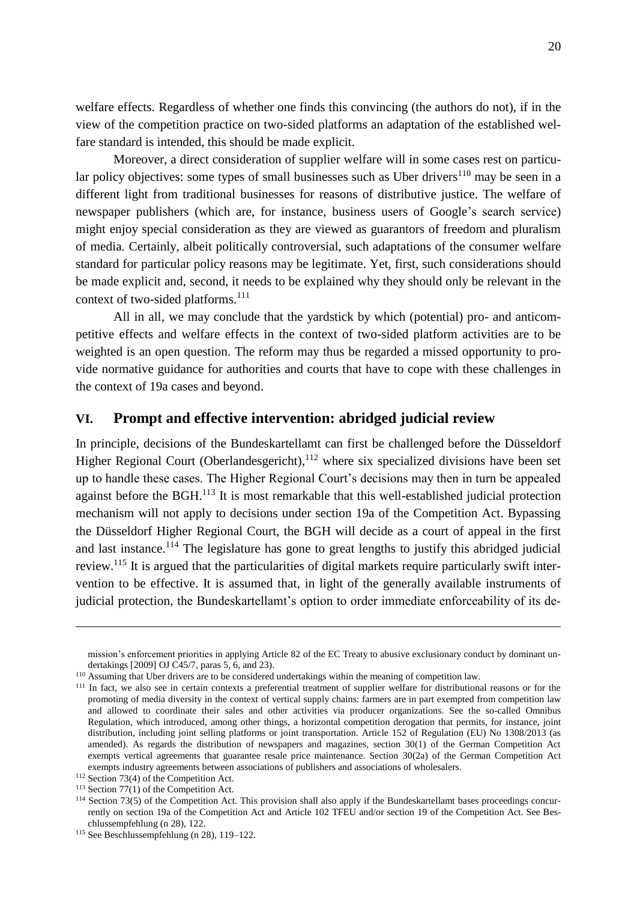welfare effects. Regardless of whether one finds this convincing (the authors do not), if in the view of the competition practice on two-sided platforms an adaptation of the established welfare standard is intended, this should be made explicit.

Moreover, a direct consideration of supplier welfare will in some cases rest on particular policy objectives: some types of small businesses such as Uber drivers[110] may be seen in a different light from traditional businesses for reasons of distributive justice. The welfare of newspaper publishers (which are, for instance, business users of Google's search service) might enjoy special consideration as they are viewed as guarantors of freedom and pluralism of media. Certainly, albeit politically controversial, such adaptations of the consumer welfare standard for particular policy reasons may be legitimate. Yet, first, such considerations should be made explicit and, second, it needs to be explained why they should only be relevant in the context of two-sided platforms.[111]

All in all, we may conclude that the yardstick by which (potential) pro- and anticompetitive effects and welfare effects in the context of two-sided platform activities are to be weighted is an open question. The reform may thus be regarded a missed opportunity to provide normative guidance for authorities and courts that have to cope with these challenges in the context of 19a cases and beyond.

## VI. Prompt and effective intervention: abridged judicial review

In principle, decisions of the Bundeskartellamt can first be challenged before the Düsseldorf Higher Regional Court (Oberlandesgericht),[112] where six specialized divisions have been set up to handle these cases. The Higher Regional Court's decisions may then in turn be appealed against before the BGH.[113] It is most remarkable that this well-established judicial protection mechanism will not apply to decisions under section 19a of the Competition Act. Bypassing the Düsseldorf Higher Regional Court, the BGH will decide as a court of appeal in the first and last instance.[114] The legislature has gone to great lengths to justify this abridged judicial review.[115] It is argued that the particularities of digital markets require particularly swift intervention to be effective. It is assumed that, in light of the generally available instruments of judicial protection, the Bundeskartellamt's option to order immediate enforceability of its de-

---

mission's enforcement priorities in applying Article 82 of the EC Treaty to abusive exclusionary conduct by dominant undertakings [2009] OJ C45/7, paras 5, 6, and 23).

[110] Assuming that Uber drivers are to be considered undertakings within the meaning of competition law.

[111] In fact, we also see in certain contexts a preferential treatment of supplier welfare for distributional reasons or for the promoting of media diversity in the context of vertical supply chains: farmers are in part exempted from competition law and allowed to coordinate their sales and other activities via producer organizations. See the so-called Omnibus Regulation, which introduced, among other things, a horizontal competition derogation that permits, for instance, joint distribution, including joint selling platforms or joint transportation. Article 152 of Regulation (EU) No 1308/2013 (as amended). As regards the distribution of newspapers and magazines, section 30(1) of the German Competition Act exempts vertical agreements that guarantee resale price maintenance. Section 30(2a) of the German Competition Act exempts industry agreements between associations of publishers and associations of wholesalers.

[112] Section 73(4) of the Competition Act.

[113] Section 77(1) of the Competition Act.

[114] Section 73(5) of the Competition Act. This provision shall also apply if the Bundeskartellamt bases proceedings concurrently on section 19a of the Competition Act and Article 102 TFEU and/or section 19 of the Competition Act. See Beschlussempfehlung (n 28), 122.

[115] See Beschlussempfehlung (n 28), 119–122.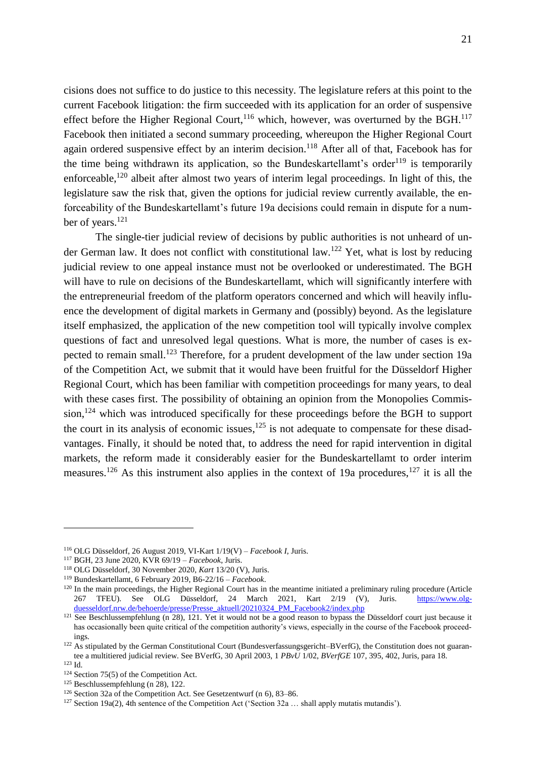cisions does not suffice to do justice to this necessity. The legislature refers at this point to the current Facebook litigation: the firm succeeded with its application for an order of suspensive effect before the Higher Regional Court,[116] which, however, was overturned by the BGH.[117] Facebook then initiated a second summary proceeding, whereupon the Higher Regional Court again ordered suspensive effect by an interim decision.[118] After all of that, Facebook has for the time being withdrawn its application, so the Bundeskartellamt's order[119] is temporarily enforceable,[120] albeit after almost two years of interim legal proceedings. In light of this, the legislature saw the risk that, given the options for judicial review currently available, the enforceability of the Bundeskartellamt's future 19a decisions could remain in dispute for a number of years.[121]

The single-tier judicial review of decisions by public authorities is not unheard of under German law. It does not conflict with constitutional law.[122] Yet, what is lost by reducing judicial review to one appeal instance must not be overlooked or underestimated. The BGH will have to rule on decisions of the Bundeskartellamt, which will significantly interfere with the entrepreneurial freedom of the platform operators concerned and which will heavily influence the development of digital markets in Germany and (possibly) beyond. As the legislature itself emphasized, the application of the new competition tool will typically involve complex questions of fact and unresolved legal questions. What is more, the number of cases is expected to remain small.[123] Therefore, for a prudent development of the law under section 19a of the Competition Act, we submit that it would have been fruitful for the Düsseldorf Higher Regional Court, which has been familiar with competition proceedings for many years, to deal with these cases first. The possibility of obtaining an opinion from the Monopolies Commission,[124] which was introduced specifically for these proceedings before the BGH to support the court in its analysis of economic issues,[125] is not adequate to compensate for these disadvantages. Finally, it should be noted that, to address the need for rapid intervention in digital markets, the reform made it considerably easier for the Bundeskartellamt to order interim measures.[126] As this instrument also applies in the context of 19a procedures,[127] it is all the

---

[116] OLG Düsseldorf, 26 August 2019, VI-Kart 1/19(V) – *Facebook I*, Juris.

[117] BGH, 23 June 2020, KVR 69/19 – *Facebook*, Juris.

[118] OLG Düsseldorf, 30 November 2020, *Kart* 13/20 (V), Juris.

[119] Bundeskartellamt, 6 February 2019, B6-22/16 – *Facebook*.

[120] In the main proceedings, the Higher Regional Court has in the meantime initiated a preliminary ruling procedure (Article 267 TFEU). See OLG Düsseldorf, 24 March 2021, Kart 2/19 (V), Juris. https://www.olg-duesseldorf.nrw.de/behoerde/presse/Presse_aktuell/20210324_PM_Facebook2/index.php

[121] See Beschlussempfehlung (n 28), 121. Yet it would not be a good reason to bypass the Düsseldorf court just because it has occasionally been quite critical of the competition authority's views, especially in the course of the Facebook proceedings.

[122] As stipulated by the German Constitutional Court (Bundesverfassungsgericht–BVerfG), the Constitution does not guarantee a multitiered judicial review. See BVerfG, 30 April 2003, 1 *PBvU* 1/02, *BVerfGE* 107, 395, 402, Juris, para 18.

[123] Id.

[124] Section 75(5) of the Competition Act.

[125] Beschlussempfehlung (n 28), 122.

[126] Section 32a of the Competition Act. See Gesetzentwurf (n 6), 83–86.

[127] Section 19a(2), 4th sentence of the Competition Act ('Section 32a … shall apply mutatis mutandis').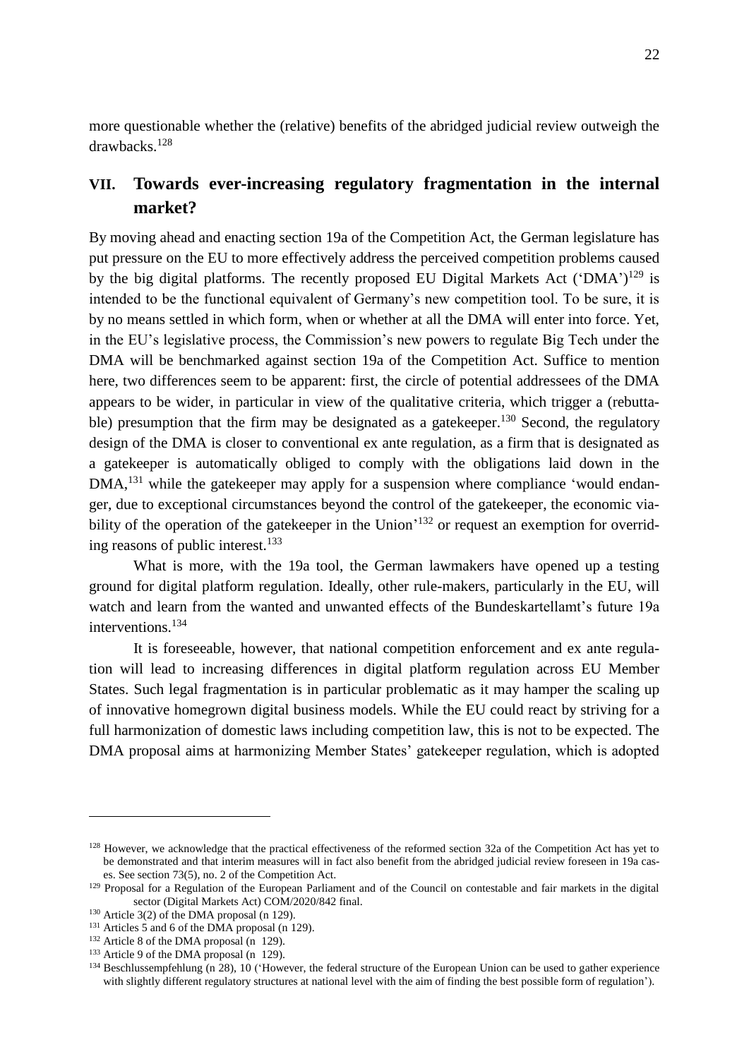more questionable whether the (relative) benefits of the abridged judicial review outweigh the drawbacks.[128]

## VII. Towards ever-increasing regulatory fragmentation in the internal market?

By moving ahead and enacting section 19a of the Competition Act, the German legislature has put pressure on the EU to more effectively address the perceived competition problems caused by the big digital platforms. The recently proposed EU Digital Markets Act ('DMA')[129] is intended to be the functional equivalent of Germany's new competition tool. To be sure, it is by no means settled in which form, when or whether at all the DMA will enter into force. Yet, in the EU's legislative process, the Commission's new powers to regulate Big Tech under the DMA will be benchmarked against section 19a of the Competition Act. Suffice to mention here, two differences seem to be apparent: first, the circle of potential addressees of the DMA appears to be wider, in particular in view of the qualitative criteria, which trigger a (rebuttable) presumption that the firm may be designated as a gatekeeper.[130] Second, the regulatory design of the DMA is closer to conventional ex ante regulation, as a firm that is designated as a gatekeeper is automatically obliged to comply with the obligations laid down in the DMA,[131] while the gatekeeper may apply for a suspension where compliance 'would endanger, due to exceptional circumstances beyond the control of the gatekeeper, the economic viability of the operation of the gatekeeper in the Union'[132] or request an exemption for overriding reasons of public interest.[133]

What is more, with the 19a tool, the German lawmakers have opened up a testing ground for digital platform regulation. Ideally, other rule-makers, particularly in the EU, will watch and learn from the wanted and unwanted effects of the Bundeskartellamt's future 19a interventions.[134]

It is foreseeable, however, that national competition enforcement and ex ante regulation will lead to increasing differences in digital platform regulation across EU Member States. Such legal fragmentation is in particular problematic as it may hamper the scaling up of innovative homegrown digital business models. While the EU could react by striving for a full harmonization of domestic laws including competition law, this is not to be expected. The DMA proposal aims at harmonizing Member States' gatekeeper regulation, which is adopted

---

[128] However, we acknowledge that the practical effectiveness of the reformed section 32a of the Competition Act has yet to be demonstrated and that interim measures will in fact also benefit from the abridged judicial review foreseen in 19a cases. See section 73(5), no. 2 of the Competition Act.

[129] Proposal for a Regulation of the European Parliament and of the Council on contestable and fair markets in the digital sector (Digital Markets Act) COM/2020/842 final.

[130] Article 3(2) of the DMA proposal (n 129).

[131] Articles 5 and 6 of the DMA proposal (n 129).

[132] Article 8 of the DMA proposal (n 129).

[133] Article 9 of the DMA proposal (n 129).

[134] Beschlussempfehlung (n 28), 10 ('However, the federal structure of the European Union can be used to gather experience with slightly different regulatory structures at national level with the aim of finding the best possible form of regulation').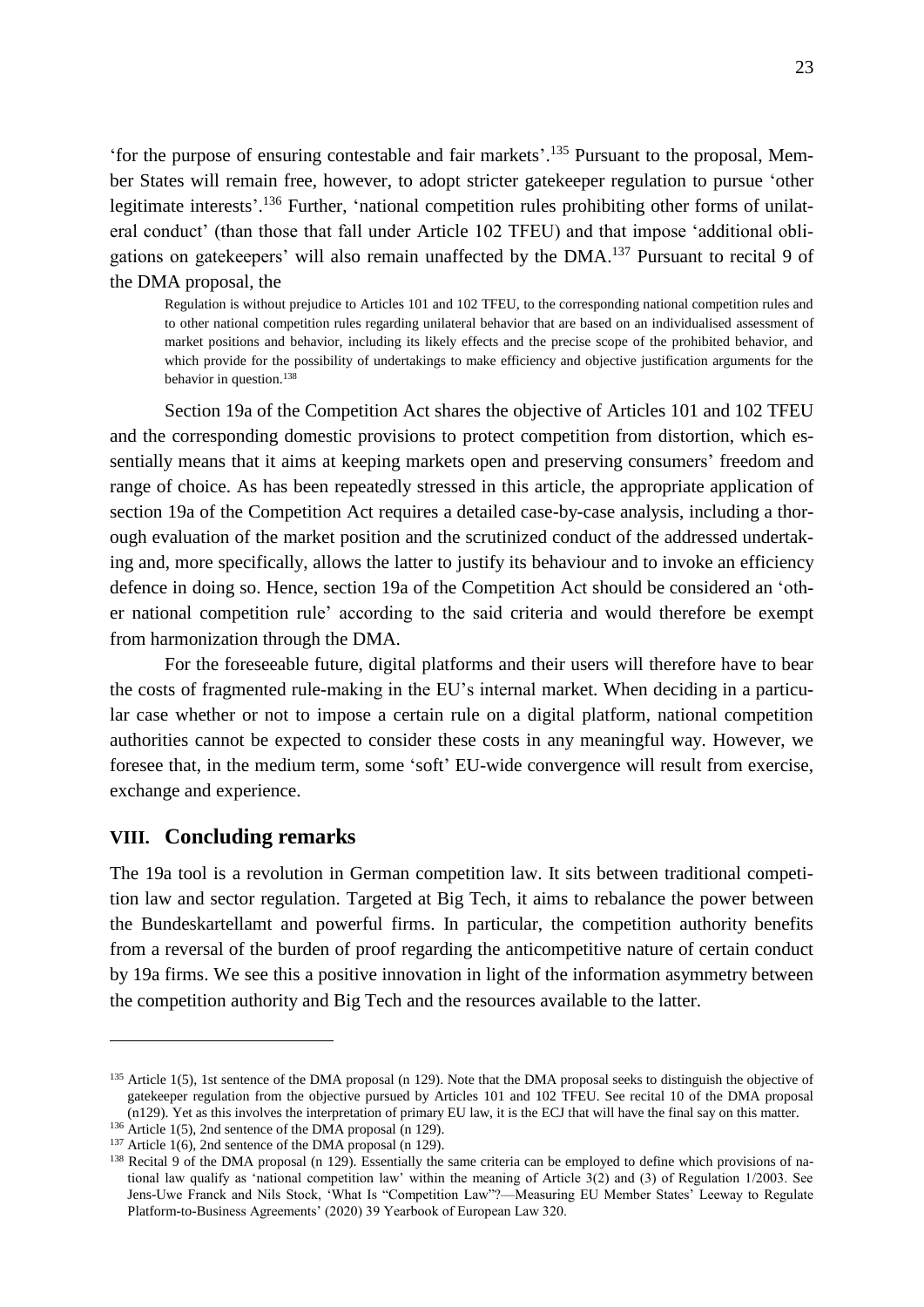'for the purpose of ensuring contestable and fair markets'.[135] Pursuant to the proposal, Member States will remain free, however, to adopt stricter gatekeeper regulation to pursue 'other legitimate interests'.[136] Further, 'national competition rules prohibiting other forms of unilateral conduct' (than those that fall under Article 102 TFEU) and that impose 'additional obligations on gatekeepers' will also remain unaffected by the DMA.[137] Pursuant to recital 9 of the DMA proposal, the

> Regulation is without prejudice to Articles 101 and 102 TFEU, to the corresponding national competition rules and to other national competition rules regarding unilateral behavior that are based on an individualised assessment of market positions and behavior, including its likely effects and the precise scope of the prohibited behavior, and which provide for the possibility of undertakings to make efficiency and objective justification arguments for the behavior in question.[138]

Section 19a of the Competition Act shares the objective of Articles 101 and 102 TFEU and the corresponding domestic provisions to protect competition from distortion, which essentially means that it aims at keeping markets open and preserving consumers' freedom and range of choice. As has been repeatedly stressed in this article, the appropriate application of section 19a of the Competition Act requires a detailed case-by-case analysis, including a thorough evaluation of the market position and the scrutinized conduct of the addressed undertaking and, more specifically, allows the latter to justify its behaviour and to invoke an efficiency defence in doing so. Hence, section 19a of the Competition Act should be considered an 'other national competition rule' according to the said criteria and would therefore be exempt from harmonization through the DMA.

For the foreseeable future, digital platforms and their users will therefore have to bear the costs of fragmented rule-making in the EU's internal market. When deciding in a particular case whether or not to impose a certain rule on a digital platform, national competition authorities cannot be expected to consider these costs in any meaningful way. However, we foresee that, in the medium term, some 'soft' EU-wide convergence will result from exercise, exchange and experience.

## VIII. Concluding remarks

The 19a tool is a revolution in German competition law. It sits between traditional competition law and sector regulation. Targeted at Big Tech, it aims to rebalance the power between the Bundeskartellamt and powerful firms. In particular, the competition authority benefits from a reversal of the burden of proof regarding the anticompetitive nature of certain conduct by 19a firms. We see this a positive innovation in light of the information asymmetry between the competition authority and Big Tech and the resources available to the latter.

---

[135] Article 1(5), 1st sentence of the DMA proposal (n 129). Note that the DMA proposal seeks to distinguish the objective of gatekeeper regulation from the objective pursued by Articles 101 and 102 TFEU. See recital 10 of the DMA proposal (n129). Yet as this involves the interpretation of primary EU law, it is the ECJ that will have the final say on this matter.

[136] Article 1(5), 2nd sentence of the DMA proposal (n 129).

[137] Article 1(6), 2nd sentence of the DMA proposal (n 129).

[138] Recital 9 of the DMA proposal (n 129). Essentially the same criteria can be employed to define which provisions of national law qualify as 'national competition law' within the meaning of Article 3(2) and (3) of Regulation 1/2003. See Jens-Uwe Franck and Nils Stock, 'What Is "Competition Law"?—Measuring EU Member States' Leeway to Regulate Platform-to-Business Agreements' (2020) 39 Yearbook of European Law 320.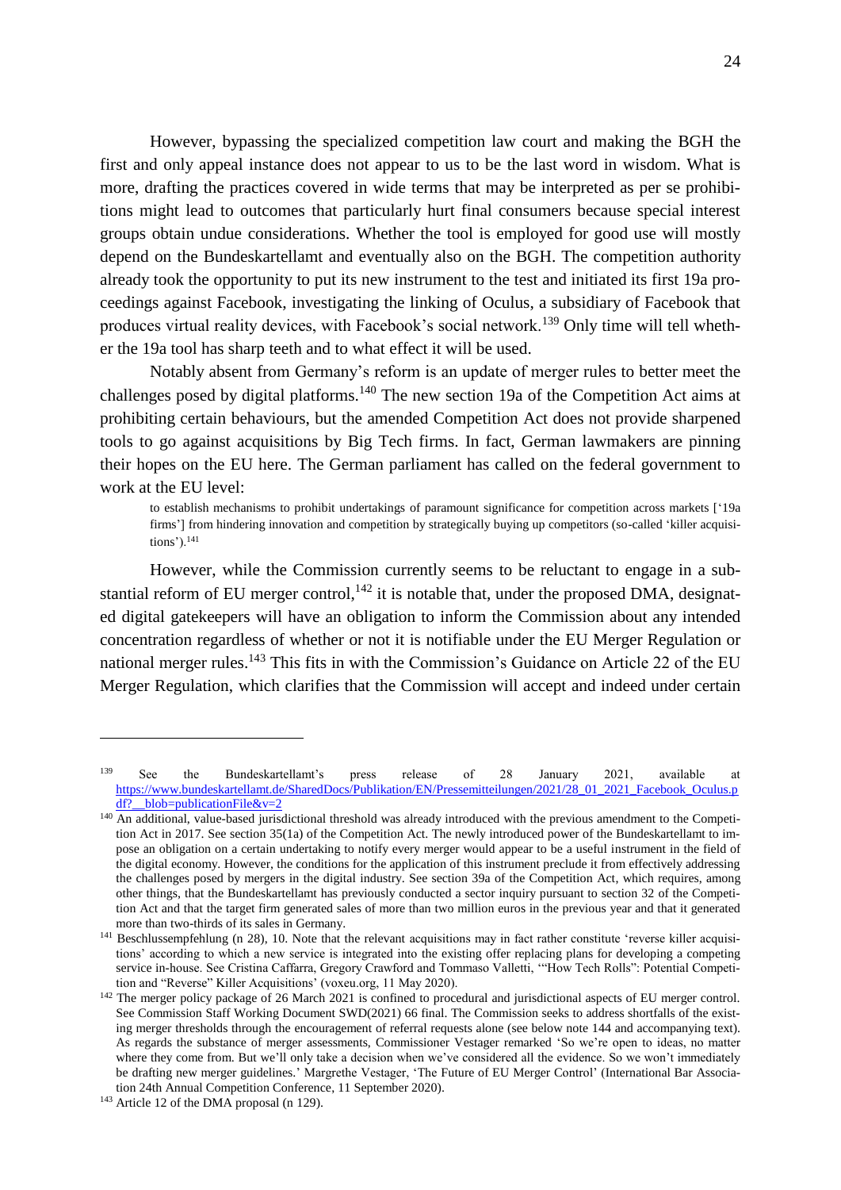However, bypassing the specialized competition law court and making the BGH the first and only appeal instance does not appear to us to be the last word in wisdom. What is more, drafting the practices covered in wide terms that may be interpreted as per se prohibitions might lead to outcomes that particularly hurt final consumers because special interest groups obtain undue considerations. Whether the tool is employed for good use will mostly depend on the Bundeskartellamt and eventually also on the BGH. The competition authority already took the opportunity to put its new instrument to the test and initiated its first 19a proceedings against Facebook, investigating the linking of Oculus, a subsidiary of Facebook that produces virtual reality devices, with Facebook's social network.[139] Only time will tell whether the 19a tool has sharp teeth and to what effect it will be used.

Notably absent from Germany's reform is an update of merger rules to better meet the challenges posed by digital platforms.[140] The new section 19a of the Competition Act aims at prohibiting certain behaviours, but the amended Competition Act does not provide sharpened tools to go against acquisitions by Big Tech firms. In fact, German lawmakers are pinning their hopes on the EU here. The German parliament has called on the federal government to work at the EU level:

> to establish mechanisms to prohibit undertakings of paramount significance for competition across markets ['19a firms'] from hindering innovation and competition by strategically buying up competitors (so-called 'killer acquisitions').[141]

However, while the Commission currently seems to be reluctant to engage in a substantial reform of EU merger control,[142] it is notable that, under the proposed DMA, designated digital gatekeepers will have an obligation to inform the Commission about any intended concentration regardless of whether or not it is notifiable under the EU Merger Regulation or national merger rules.[143] This fits in with the Commission's Guidance on Article 22 of the EU Merger Regulation, which clarifies that the Commission will accept and indeed under certain

---

[139] See the Bundeskartellamt's press release of 28 January 2021, available at https://www.bundeskartellamt.de/SharedDocs/Publikation/EN/Pressemitteilungen/2021/28_01_2021_Facebook_Oculus.pdf?__blob=publicationFile&v=2

[140] An additional, value-based jurisdictional threshold was already introduced with the previous amendment to the Competition Act in 2017. See section 35(1a) of the Competition Act. The newly introduced power of the Bundeskartellamt to impose an obligation on a certain undertaking to notify every merger would appear to be a useful instrument in the field of the digital economy. However, the conditions for the application of this instrument preclude it from effectively addressing the challenges posed by mergers in the digital industry. See section 39a of the Competition Act, which requires, among other things, that the Bundeskartellamt has previously conducted a sector inquiry pursuant to section 32 of the Competition Act and that the target firm generated sales of more than two million euros in the previous year and that it generated more than two-thirds of its sales in Germany.

[141] Beschlussempfehlung (n 28), 10. Note that the relevant acquisitions may in fact rather constitute 'reverse killer acquisitions' according to which a new service is integrated into the existing offer replacing plans for developing a competing service in-house. See Cristina Caffarra, Gregory Crawford and Tommaso Valletti, '"How Tech Rolls": Potential Competition and "Reverse" Killer Acquisitions' (voxeu.org, 11 May 2020).

[142] The merger policy package of 26 March 2021 is confined to procedural and jurisdictional aspects of EU merger control. See Commission Staff Working Document SWD(2021) 66 final. The Commission seeks to address shortfalls of the existing merger thresholds through the encouragement of referral requests alone (see below note 144 and accompanying text). As regards the substance of merger assessments, Commissioner Vestager remarked 'So we're open to ideas, no matter where they come from. But we'll only take a decision when we've considered all the evidence. So we won't immediately be drafting new merger guidelines.' Margrethe Vestager, 'The Future of EU Merger Control' (International Bar Association 24th Annual Competition Conference, 11 September 2020).

[143] Article 12 of the DMA proposal (n 129).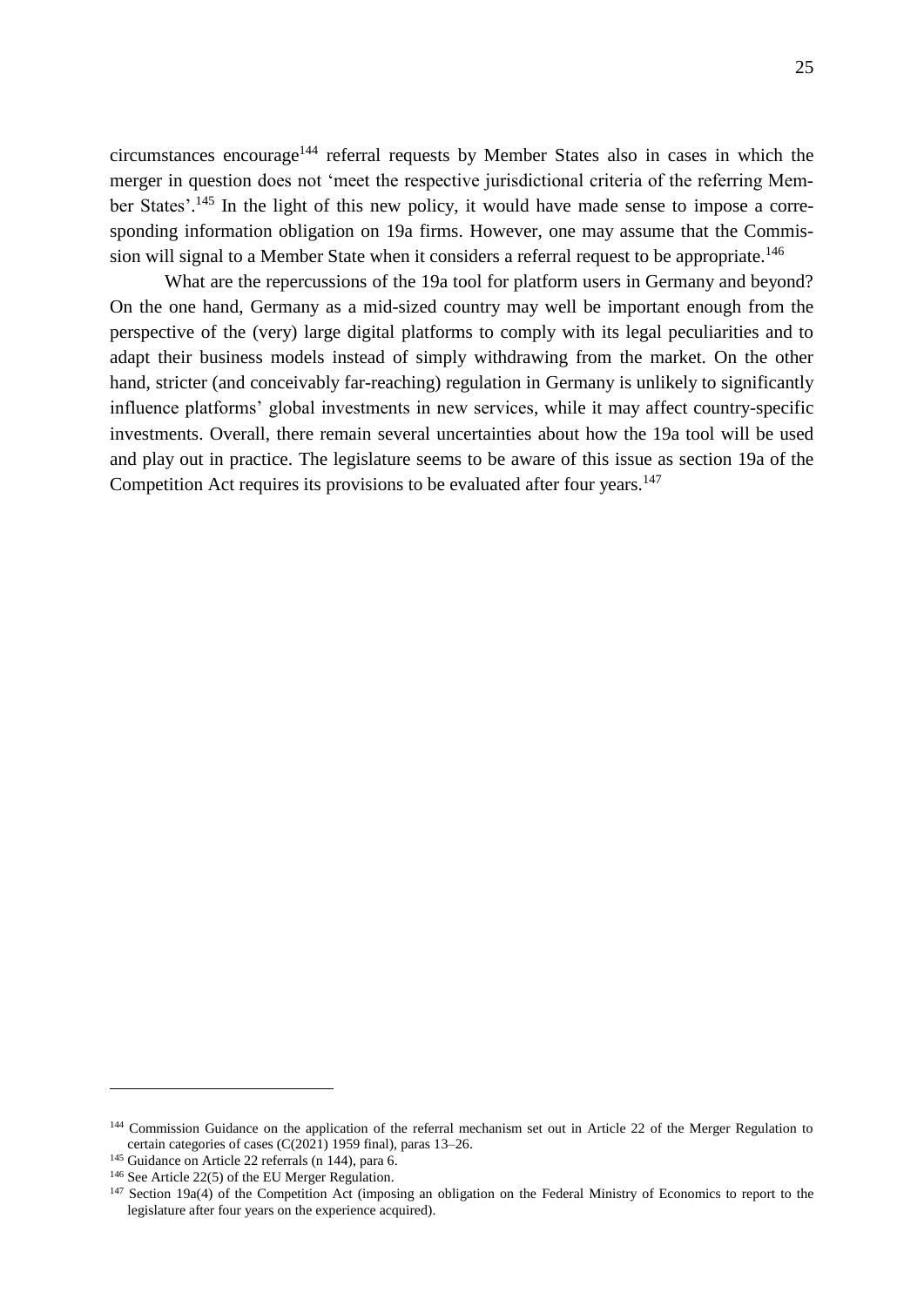circumstances encourage[144] referral requests by Member States also in cases in which the merger in question does not 'meet the respective jurisdictional criteria of the referring Member States'.[145] In the light of this new policy, it would have made sense to impose a corresponding information obligation on 19a firms. However, one may assume that the Commission will signal to a Member State when it considers a referral request to be appropriate.[146]

What are the repercussions of the 19a tool for platform users in Germany and beyond? On the one hand, Germany as a mid-sized country may well be important enough from the perspective of the (very) large digital platforms to comply with its legal peculiarities and to adapt their business models instead of simply withdrawing from the market. On the other hand, stricter (and conceivably far-reaching) regulation in Germany is unlikely to significantly influence platforms' global investments in new services, while it may affect country-specific investments. Overall, there remain several uncertainties about how the 19a tool will be used and play out in practice. The legislature seems to be aware of this issue as section 19a of the Competition Act requires its provisions to be evaluated after four years.[147]

---

[144] Commission Guidance on the application of the referral mechanism set out in Article 22 of the Merger Regulation to certain categories of cases (C(2021) 1959 final), paras 13–26.

[145] Guidance on Article 22 referrals (n 144), para 6.

[146] See Article 22(5) of the EU Merger Regulation.

[147] Section 19a(4) of the Competition Act (imposing an obligation on the Federal Ministry of Economics to report to the legislature after four years on the experience acquired).